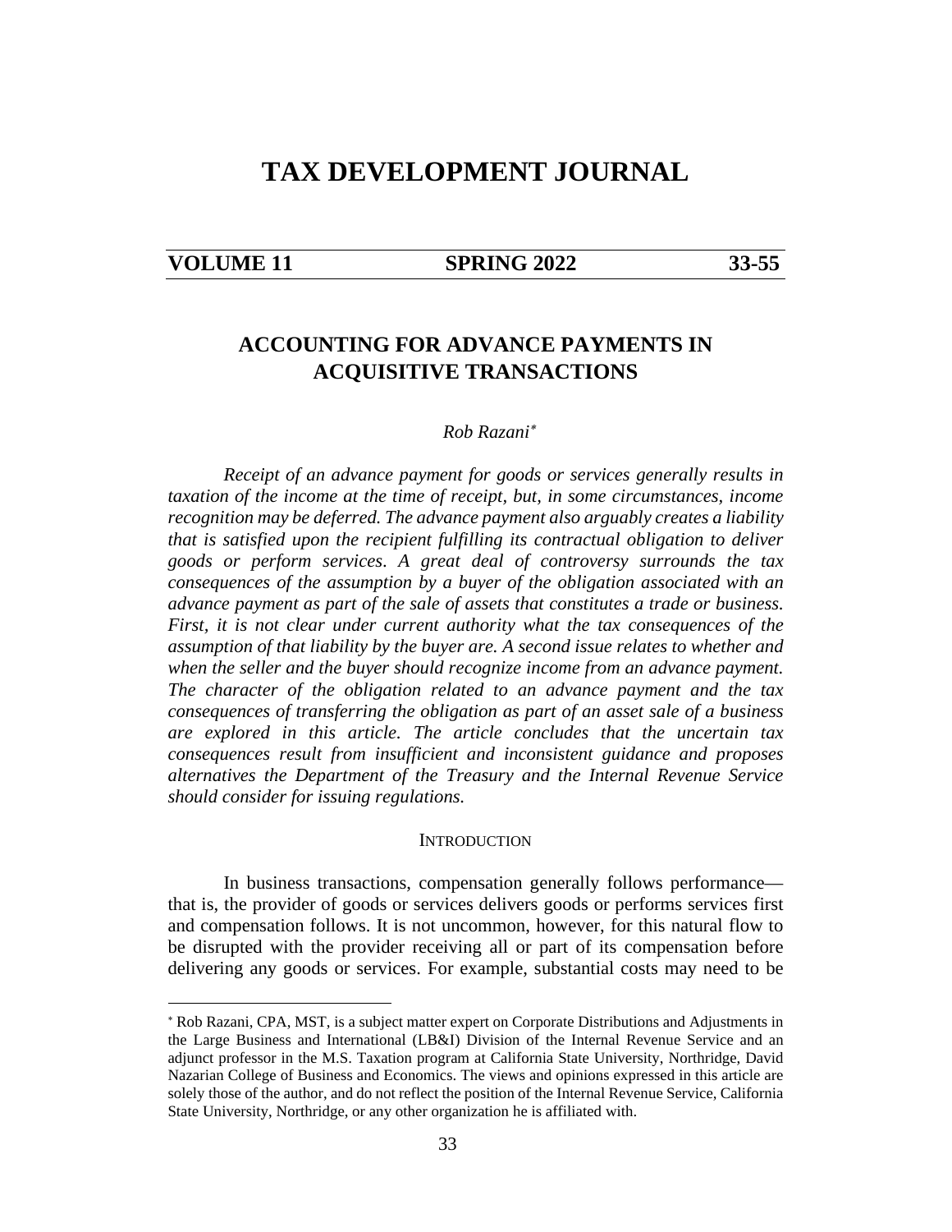# TAX DEVELOPMENT JOURNAL

## ACCOUNTING FOR ADVANCE PAYMENTS IN ACQUISITIVE TRANSACTIONS

*Rob Razani*[*]

*Receipt of an advance payment for goods or services generally results in taxation of the income at the time of receipt, but, in some circumstances, income recognition may be deferred. The advance payment also arguably creates a liability that is satisfied upon the recipient fulfilling its contractual obligation to deliver goods or perform services. A great deal of controversy surrounds the tax consequences of the assumption by a buyer of the obligation associated with an advance payment as part of the sale of assets that constitutes a trade or business. First, it is not clear under current authority what the tax consequences of the assumption of that liability by the buyer are. A second issue relates to whether and when the seller and the buyer should recognize income from an advance payment. The character of the obligation related to an advance payment and the tax consequences of transferring the obligation as part of an asset sale of a business are explored in this article. The article concludes that the uncertain tax consequences result from insufficient and inconsistent guidance and proposes alternatives the Department of the Treasury and the Internal Revenue Service should consider for issuing regulations.*

### INTRODUCTION

In business transactions, compensation generally follows performance—that is, the provider of goods or services delivers goods or performs services first and compensation follows. It is not uncommon, however, for this natural flow to be disrupted with the provider receiving all or part of its compensation before delivering any goods or services. For example, substantial costs may need to be

---

[*] Rob Razani, CPA, MST, is a subject matter expert on Corporate Distributions and Adjustments in the Large Business and International (LB&I) Division of the Internal Revenue Service and an adjunct professor in the M.S. Taxation program at California State University, Northridge, David Nazarian College of Business and Economics. The views and opinions expressed in this article are solely those of the author, and do not reflect the position of the Internal Revenue Service, California State University, Northridge, or any other organization he is affiliated with.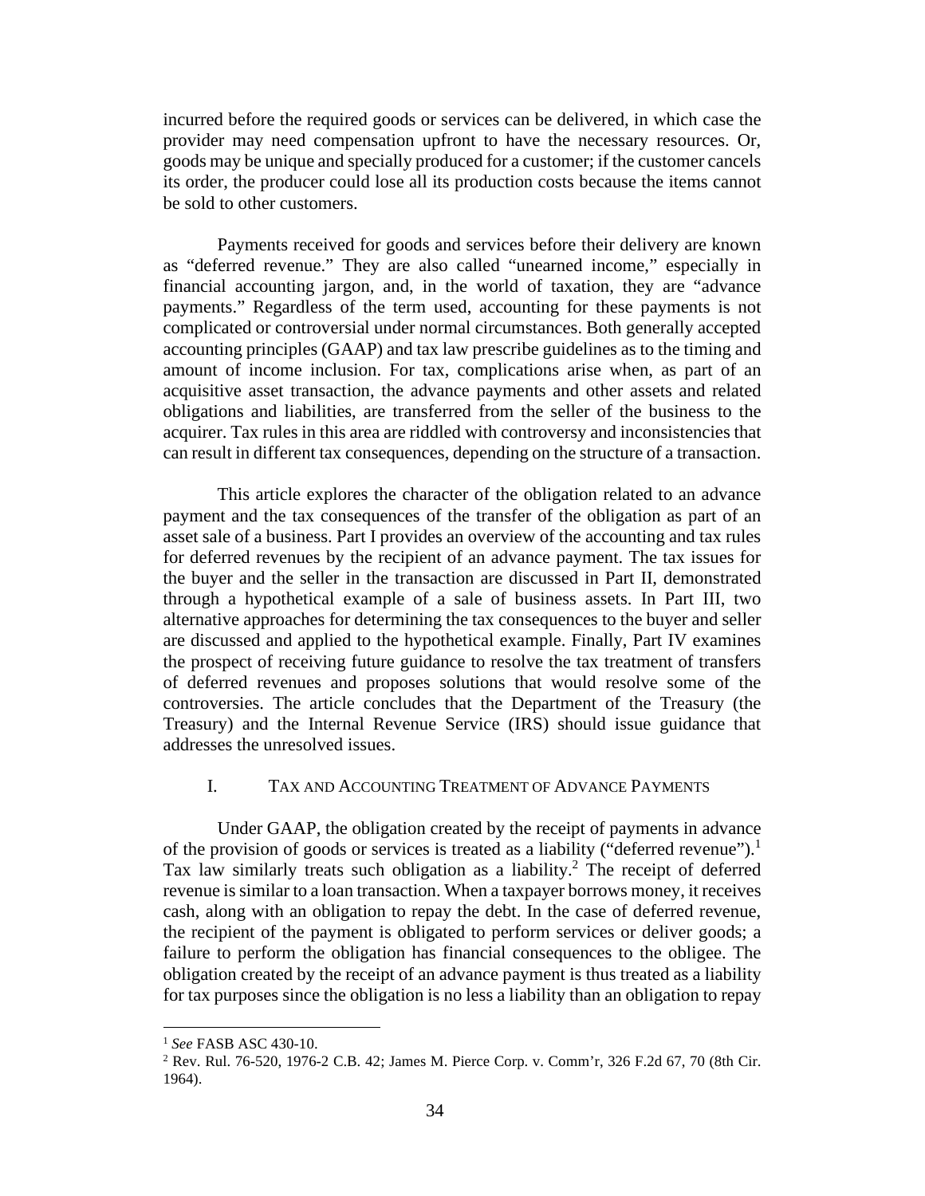incurred before the required goods or services can be delivered, in which case the provider may need compensation upfront to have the necessary resources. Or, goods may be unique and specially produced for a customer; if the customer cancels its order, the producer could lose all its production costs because the items cannot be sold to other customers.

Payments received for goods and services before their delivery are known as "deferred revenue." They are also called "unearned income," especially in financial accounting jargon, and, in the world of taxation, they are "advance payments." Regardless of the term used, accounting for these payments is not complicated or controversial under normal circumstances. Both generally accepted accounting principles (GAAP) and tax law prescribe guidelines as to the timing and amount of income inclusion. For tax, complications arise when, as part of an acquisitive asset transaction, the advance payments and other assets and related obligations and liabilities, are transferred from the seller of the business to the acquirer. Tax rules in this area are riddled with controversy and inconsistencies that can result in different tax consequences, depending on the structure of a transaction.

This article explores the character of the obligation related to an advance payment and the tax consequences of the transfer of the obligation as part of an asset sale of a business. Part I provides an overview of the accounting and tax rules for deferred revenues by the recipient of an advance payment. The tax issues for the buyer and the seller in the transaction are discussed in Part II, demonstrated through a hypothetical example of a sale of business assets. In Part III, two alternative approaches for determining the tax consequences to the buyer and seller are discussed and applied to the hypothetical example. Finally, Part IV examines the prospect of receiving future guidance to resolve the tax treatment of transfers of deferred revenues and proposes solutions that would resolve some of the controversies. The article concludes that the Department of the Treasury (the Treasury) and the Internal Revenue Service (IRS) should issue guidance that addresses the unresolved issues.

## I. TAX AND ACCOUNTING TREATMENT OF ADVANCE PAYMENTS

Under GAAP, the obligation created by the receipt of payments in advance of the provision of goods or services is treated as a liability ("deferred revenue").[1] Tax law similarly treats such obligation as a liability.[2] The receipt of deferred revenue is similar to a loan transaction. When a taxpayer borrows money, it receives cash, along with an obligation to repay the debt. In the case of deferred revenue, the recipient of the payment is obligated to perform services or deliver goods; a failure to perform the obligation has financial consequences to the obligee. The obligation created by the receipt of an advance payment is thus treated as a liability for tax purposes since the obligation is no less a liability than an obligation to repay

---

[1] *See* FASB ASC 430-10.

[2] Rev. Rul. 76-520, 1976-2 C.B. 42; James M. Pierce Corp. v. Comm'r, 326 F.2d 67, 70 (8th Cir. 1964).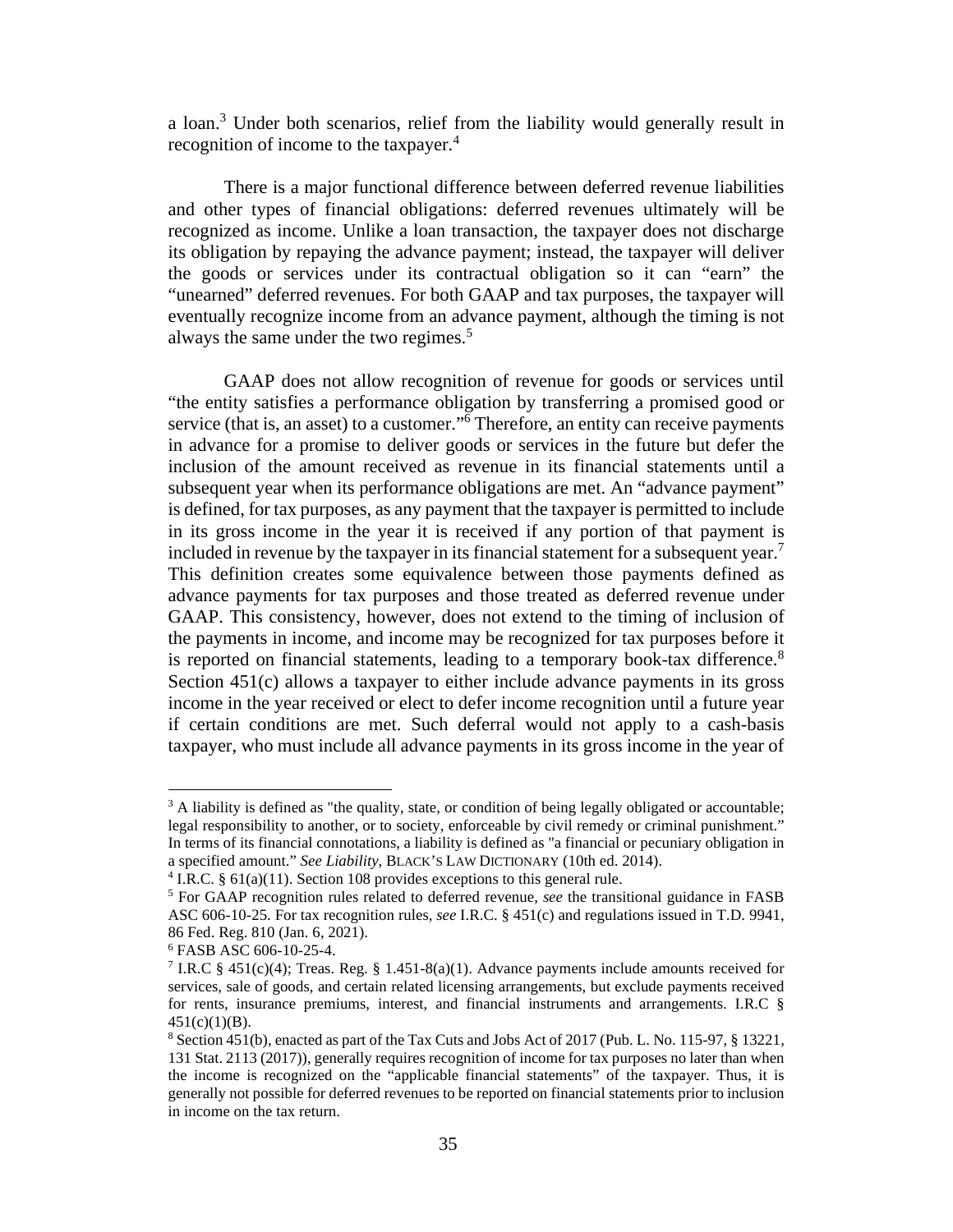a loan.[3] Under both scenarios, relief from the liability would generally result in recognition of income to the taxpayer.[4]

There is a major functional difference between deferred revenue liabilities and other types of financial obligations: deferred revenues ultimately will be recognized as income. Unlike a loan transaction, the taxpayer does not discharge its obligation by repaying the advance payment; instead, the taxpayer will deliver the goods or services under its contractual obligation so it can "earn" the "unearned" deferred revenues. For both GAAP and tax purposes, the taxpayer will eventually recognize income from an advance payment, although the timing is not always the same under the two regimes.[5]

GAAP does not allow recognition of revenue for goods or services until "the entity satisfies a performance obligation by transferring a promised good or service (that is, an asset) to a customer."[6] Therefore, an entity can receive payments in advance for a promise to deliver goods or services in the future but defer the inclusion of the amount received as revenue in its financial statements until a subsequent year when its performance obligations are met. An "advance payment" is defined, for tax purposes, as any payment that the taxpayer is permitted to include in its gross income in the year it is received if any portion of that payment is included in revenue by the taxpayer in its financial statement for a subsequent year.[7] This definition creates some equivalence between those payments defined as advance payments for tax purposes and those treated as deferred revenue under GAAP. This consistency, however, does not extend to the timing of inclusion of the payments in income, and income may be recognized for tax purposes before it is reported on financial statements, leading to a temporary book-tax difference.[8] Section 451(c) allows a taxpayer to either include advance payments in its gross income in the year received or elect to defer income recognition until a future year if certain conditions are met. Such deferral would not apply to a cash-basis taxpayer, who must include all advance payments in its gross income in the year of

---

[3] A liability is defined as "the quality, state, or condition of being legally obligated or accountable; legal responsibility to another, or to society, enforceable by civil remedy or criminal punishment." In terms of its financial connotations, a liability is defined as "a financial or pecuniary obligation in a specified amount." *See Liability*, BLACK'S LAW DICTIONARY (10th ed. 2014).

[4] I.R.C. § 61(a)(11). Section 108 provides exceptions to this general rule.

[5] For GAAP recognition rules related to deferred revenue, *see* the transitional guidance in FASB ASC 606-10-25. For tax recognition rules, *see* I.R.C. § 451(c) and regulations issued in T.D. 9941, 86 Fed. Reg. 810 (Jan. 6, 2021).

[6] FASB ASC 606-10-25-4.

[7] I.R.C § 451(c)(4); Treas. Reg. § 1.451-8(a)(1). Advance payments include amounts received for services, sale of goods, and certain related licensing arrangements, but exclude payments received for rents, insurance premiums, interest, and financial instruments and arrangements. I.R.C § 451(c)(1)(B).

[8] Section 451(b), enacted as part of the Tax Cuts and Jobs Act of 2017 (Pub. L. No. 115-97, § 13221, 131 Stat. 2113 (2017)), generally requires recognition of income for tax purposes no later than when the income is recognized on the "applicable financial statements" of the taxpayer. Thus, it is generally not possible for deferred revenues to be reported on financial statements prior to inclusion in income on the tax return.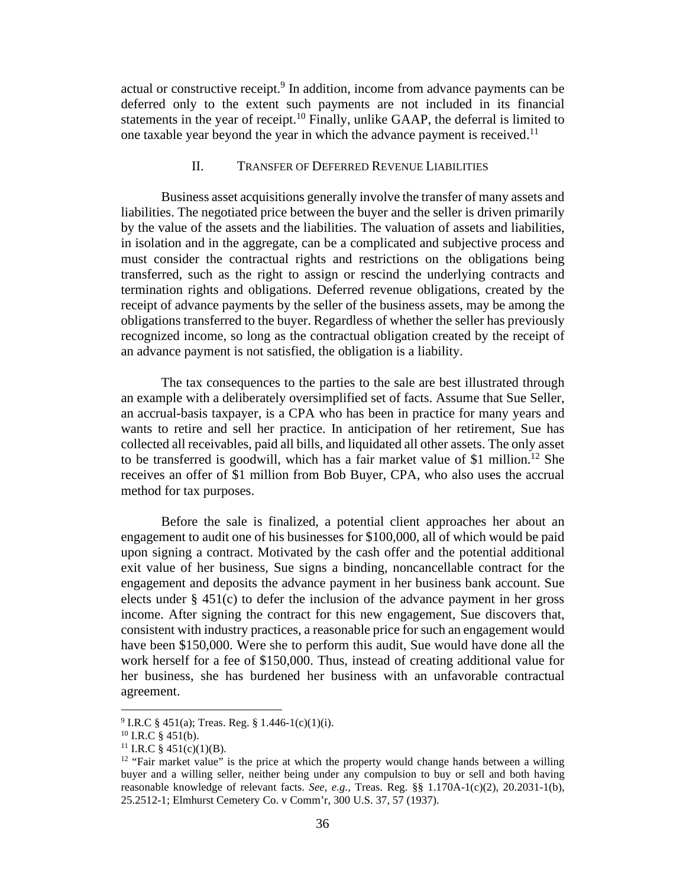actual or constructive receipt.[9] In addition, income from advance payments can be deferred only to the extent such payments are not included in its financial statements in the year of receipt.[10] Finally, unlike GAAP, the deferral is limited to one taxable year beyond the year in which the advance payment is received.[11]

## II. Transfer of Deferred Revenue Liabilities

Business asset acquisitions generally involve the transfer of many assets and liabilities. The negotiated price between the buyer and the seller is driven primarily by the value of the assets and the liabilities. The valuation of assets and liabilities, in isolation and in the aggregate, can be a complicated and subjective process and must consider the contractual rights and restrictions on the obligations being transferred, such as the right to assign or rescind the underlying contracts and termination rights and obligations. Deferred revenue obligations, created by the receipt of advance payments by the seller of the business assets, may be among the obligations transferred to the buyer. Regardless of whether the seller has previously recognized income, so long as the contractual obligation created by the receipt of an advance payment is not satisfied, the obligation is a liability.

The tax consequences to the parties to the sale are best illustrated through an example with a deliberately oversimplified set of facts. Assume that Sue Seller, an accrual-basis taxpayer, is a CPA who has been in practice for many years and wants to retire and sell her practice. In anticipation of her retirement, Sue has collected all receivables, paid all bills, and liquidated all other assets. The only asset to be transferred is goodwill, which has a fair market value of $1 million.[12] She receives an offer of $1 million from Bob Buyer, CPA, who also uses the accrual method for tax purposes.

Before the sale is finalized, a potential client approaches her about an engagement to audit one of his businesses for $100,000, all of which would be paid upon signing a contract. Motivated by the cash offer and the potential additional exit value of her business, Sue signs a binding, noncancellable contract for the engagement and deposits the advance payment in her business bank account. Sue elects under § 451(c) to defer the inclusion of the advance payment in her gross income. After signing the contract for this new engagement, Sue discovers that, consistent with industry practices, a reasonable price for such an engagement would have been $150,000. Were she to perform this audit, Sue would have done all the work herself for a fee of $150,000. Thus, instead of creating additional value for her business, she has burdened her business with an unfavorable contractual agreement.

---

[9] I.R.C § 451(a); Treas. Reg. § 1.446-1(c)(1)(i).

[10] I.R.C § 451(b).

[11] I.R.C § 451(c)(1)(B).

[12] "Fair market value" is the price at which the property would change hands between a willing buyer and a willing seller, neither being under any compulsion to buy or sell and both having reasonable knowledge of relevant facts. *See, e.g.,* Treas. Reg. §§ 1.170A-1(c)(2), 20.2031-1(b), 25.2512-1; Elmhurst Cemetery Co. v Comm'r, 300 U.S. 37, 57 (1937).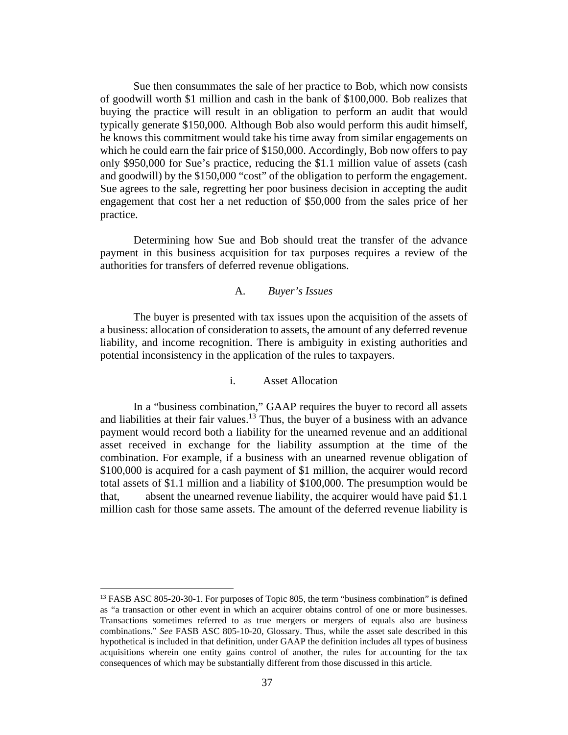Sue then consummates the sale of her practice to Bob, which now consists of goodwill worth $1 million and cash in the bank of $100,000. Bob realizes that buying the practice will result in an obligation to perform an audit that would typically generate $150,000. Although Bob also would perform this audit himself, he knows this commitment would take his time away from similar engagements on which he could earn the fair price of $150,000. Accordingly, Bob now offers to pay only $950,000 for Sue's practice, reducing the $1.1 million value of assets (cash and goodwill) by the $150,000 "cost" of the obligation to perform the engagement. Sue agrees to the sale, regretting her poor business decision in accepting the audit engagement that cost her a net reduction of $50,000 from the sales price of her practice.

Determining how Sue and Bob should treat the transfer of the advance payment in this business acquisition for tax purposes requires a review of the authorities for transfers of deferred revenue obligations.

### A. *Buyer's Issues*

The buyer is presented with tax issues upon the acquisition of the assets of a business: allocation of consideration to assets, the amount of any deferred revenue liability, and income recognition. There is ambiguity in existing authorities and potential inconsistency in the application of the rules to taxpayers.

#### i. Asset Allocation

In a "business combination," GAAP requires the buyer to record all assets and liabilities at their fair values.[13] Thus, the buyer of a business with an advance payment would record both a liability for the unearned revenue and an additional asset received in exchange for the liability assumption at the time of the combination. For example, if a business with an unearned revenue obligation of $100,000 is acquired for a cash payment of $1 million, the acquirer would record total assets of $1.1 million and a liability of $100,000. The presumption would be that, absent the unearned revenue liability, the acquirer would have paid $1.1 million cash for those same assets. The amount of the deferred revenue liability is

---

[13] FASB ASC 805-20-30-1. For purposes of Topic 805, the term "business combination" is defined as "a transaction or other event in which an acquirer obtains control of one or more businesses. Transactions sometimes referred to as true mergers or mergers of equals also are business combinations." *See* FASB ASC 805-10-20, Glossary. Thus, while the asset sale described in this hypothetical is included in that definition, under GAAP the definition includes all types of business acquisitions wherein one entity gains control of another, the rules for accounting for the tax consequences of which may be substantially different from those discussed in this article.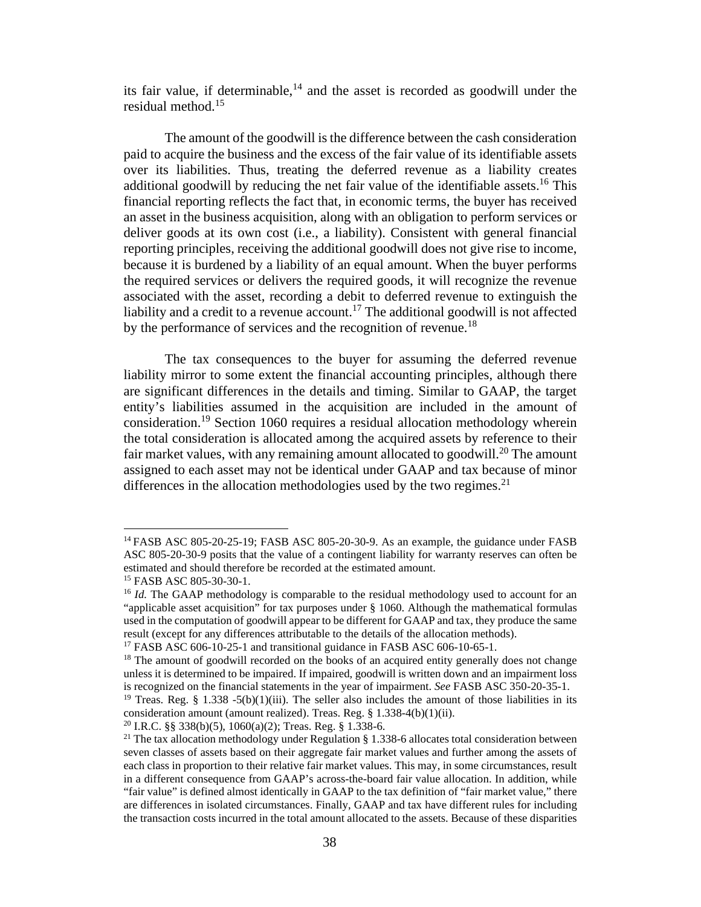its fair value, if determinable,[14] and the asset is recorded as goodwill under the residual method.[15]

The amount of the goodwill is the difference between the cash consideration paid to acquire the business and the excess of the fair value of its identifiable assets over its liabilities. Thus, treating the deferred revenue as a liability creates additional goodwill by reducing the net fair value of the identifiable assets.[16] This financial reporting reflects the fact that, in economic terms, the buyer has received an asset in the business acquisition, along with an obligation to perform services or deliver goods at its own cost (i.e., a liability). Consistent with general financial reporting principles, receiving the additional goodwill does not give rise to income, because it is burdened by a liability of an equal amount. When the buyer performs the required services or delivers the required goods, it will recognize the revenue associated with the asset, recording a debit to deferred revenue to extinguish the liability and a credit to a revenue account.[17] The additional goodwill is not affected by the performance of services and the recognition of revenue.[18]

The tax consequences to the buyer for assuming the deferred revenue liability mirror to some extent the financial accounting principles, although there are significant differences in the details and timing. Similar to GAAP, the target entity's liabilities assumed in the acquisition are included in the amount of consideration.[19] Section 1060 requires a residual allocation methodology wherein the total consideration is allocated among the acquired assets by reference to their fair market values, with any remaining amount allocated to goodwill.[20] The amount assigned to each asset may not be identical under GAAP and tax because of minor differences in the allocation methodologies used by the two regimes.[21]

---

[14] FASB ASC 805-20-25-19; FASB ASC 805-20-30-9. As an example, the guidance under FASB ASC 805-20-30-9 posits that the value of a contingent liability for warranty reserves can often be estimated and should therefore be recorded at the estimated amount.

[15] FASB ASC 805-30-30-1.

[16] *Id.* The GAAP methodology is comparable to the residual methodology used to account for an "applicable asset acquisition" for tax purposes under § 1060. Although the mathematical formulas used in the computation of goodwill appear to be different for GAAP and tax, they produce the same result (except for any differences attributable to the details of the allocation methods).

[17] FASB ASC 606-10-25-1 and transitional guidance in FASB ASC 606-10-65-1.

[18] The amount of goodwill recorded on the books of an acquired entity generally does not change unless it is determined to be impaired. If impaired, goodwill is written down and an impairment loss is recognized on the financial statements in the year of impairment. *See* FASB ASC 350-20-35-1.

[19] Treas. Reg. § 1.338 -5(b)(1)(iii). The seller also includes the amount of those liabilities in its consideration amount (amount realized). Treas. Reg. § 1.338-4(b)(1)(ii).

[20] I.R.C. §§ 338(b)(5), 1060(a)(2); Treas. Reg. § 1.338-6.

[21] The tax allocation methodology under Regulation § 1.338-6 allocates total consideration between seven classes of assets based on their aggregate fair market values and further among the assets of each class in proportion to their relative fair market values. This may, in some circumstances, result in a different consequence from GAAP's across-the-board fair value allocation. In addition, while "fair value" is defined almost identically in GAAP to the tax definition of "fair market value," there are differences in isolated circumstances. Finally, GAAP and tax have different rules for including the transaction costs incurred in the total amount allocated to the assets. Because of these disparities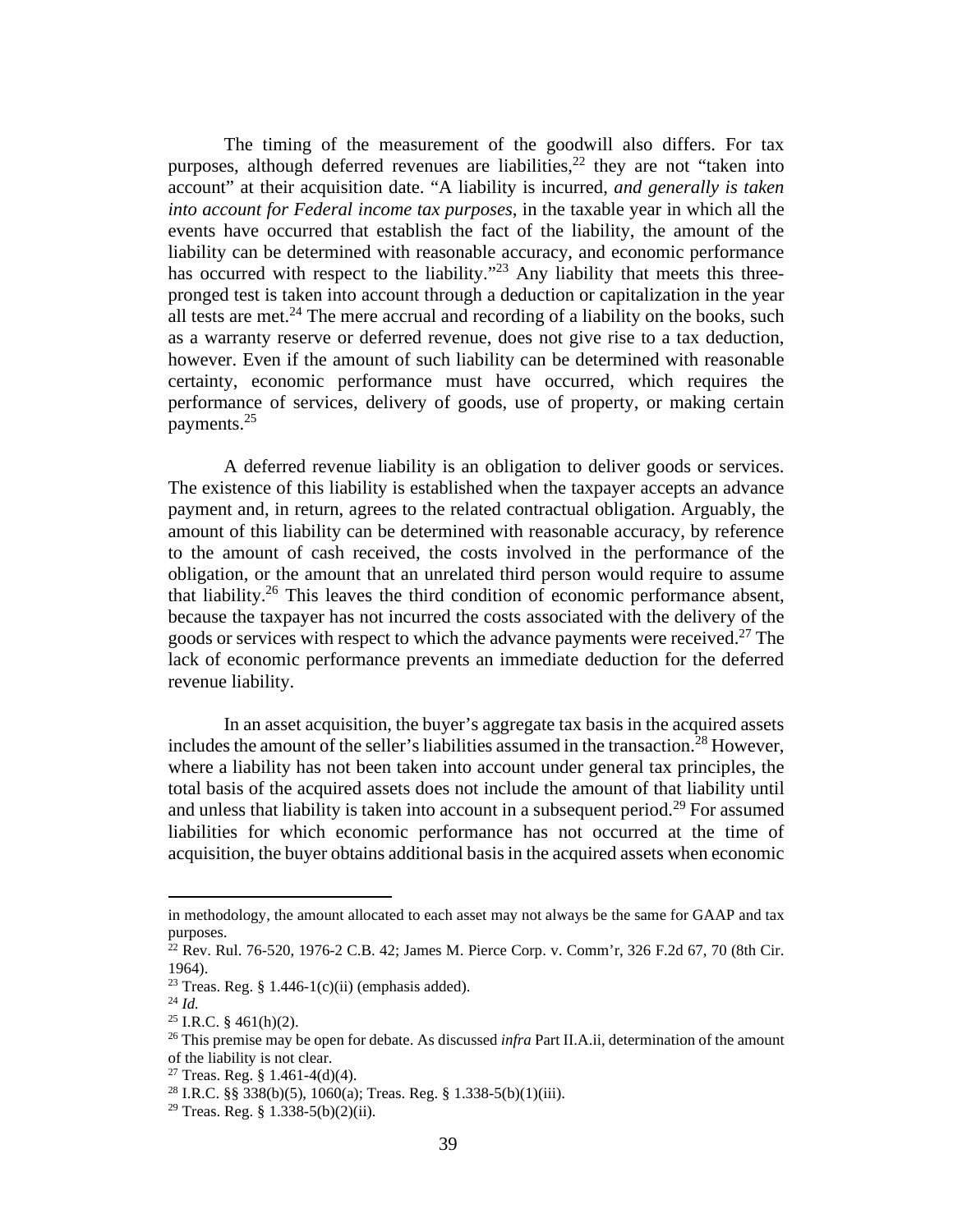The timing of the measurement of the goodwill also differs. For tax purposes, although deferred revenues are liabilities,[22] they are not "taken into account" at their acquisition date. "A liability is incurred, *and generally is taken into account for Federal income tax purposes*, in the taxable year in which all the events have occurred that establish the fact of the liability, the amount of the liability can be determined with reasonable accuracy, and economic performance has occurred with respect to the liability."[23] Any liability that meets this three-pronged test is taken into account through a deduction or capitalization in the year all tests are met.[24] The mere accrual and recording of a liability on the books, such as a warranty reserve or deferred revenue, does not give rise to a tax deduction, however. Even if the amount of such liability can be determined with reasonable certainty, economic performance must have occurred, which requires the performance of services, delivery of goods, use of property, or making certain payments.[25]

A deferred revenue liability is an obligation to deliver goods or services. The existence of this liability is established when the taxpayer accepts an advance payment and, in return, agrees to the related contractual obligation. Arguably, the amount of this liability can be determined with reasonable accuracy, by reference to the amount of cash received, the costs involved in the performance of the obligation, or the amount that an unrelated third person would require to assume that liability.[26] This leaves the third condition of economic performance absent, because the taxpayer has not incurred the costs associated with the delivery of the goods or services with respect to which the advance payments were received.[27] The lack of economic performance prevents an immediate deduction for the deferred revenue liability.

In an asset acquisition, the buyer's aggregate tax basis in the acquired assets includes the amount of the seller's liabilities assumed in the transaction.[28] However, where a liability has not been taken into account under general tax principles, the total basis of the acquired assets does not include the amount of that liability until and unless that liability is taken into account in a subsequent period.[29] For assumed liabilities for which economic performance has not occurred at the time of acquisition, the buyer obtains additional basis in the acquired assets when economic

---

in methodology, the amount allocated to each asset may not always be the same for GAAP and tax purposes.

[22] Rev. Rul. 76-520, 1976-2 C.B. 42; James M. Pierce Corp. v. Comm'r, 326 F.2d 67, 70 (8th Cir. 1964).

[23] Treas. Reg. § 1.446-1(c)(ii) (emphasis added).

[24] *Id.*

[25] I.R.C. § 461(h)(2).

[26] This premise may be open for debate. As discussed *infra* Part II.A.ii, determination of the amount of the liability is not clear.

[27] Treas. Reg. § 1.461-4(d)(4).

[28] I.R.C. §§ 338(b)(5), 1060(a); Treas. Reg. § 1.338-5(b)(1)(iii).

[29] Treas. Reg. § 1.338-5(b)(2)(ii).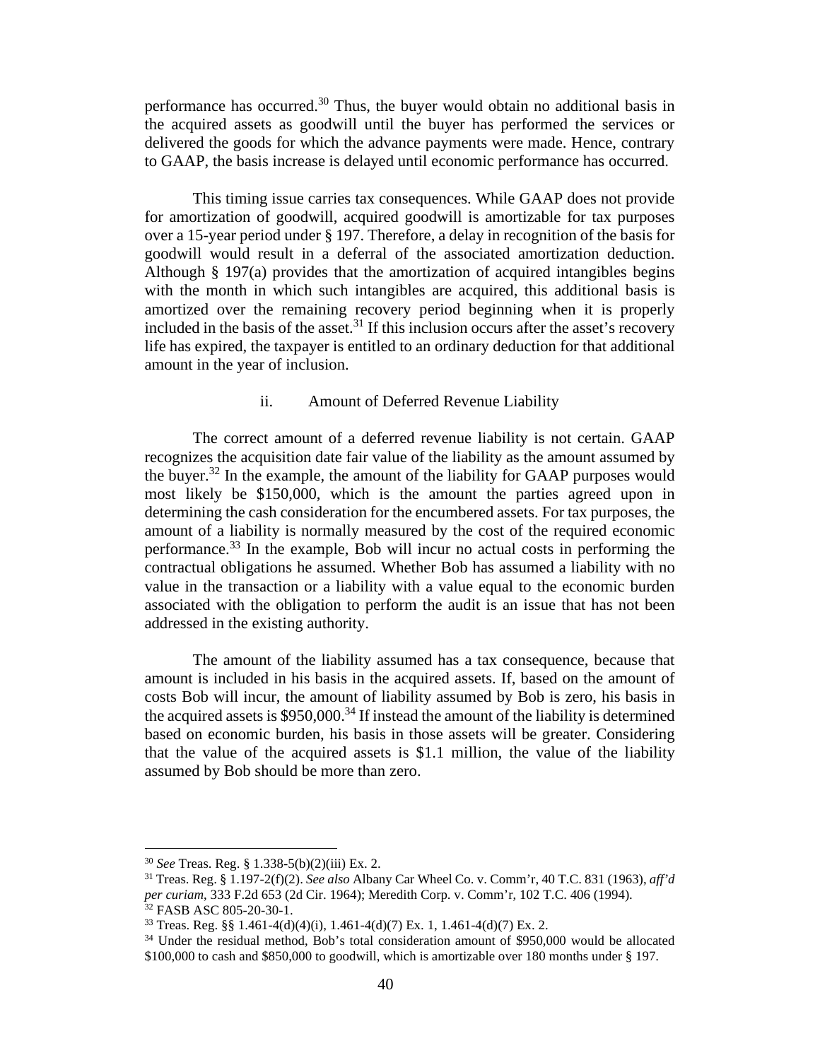performance has occurred.[30] Thus, the buyer would obtain no additional basis in the acquired assets as goodwill until the buyer has performed the services or delivered the goods for which the advance payments were made. Hence, contrary to GAAP, the basis increase is delayed until economic performance has occurred.

This timing issue carries tax consequences. While GAAP does not provide for amortization of goodwill, acquired goodwill is amortizable for tax purposes over a 15-year period under § 197. Therefore, a delay in recognition of the basis for goodwill would result in a deferral of the associated amortization deduction. Although § 197(a) provides that the amortization of acquired intangibles begins with the month in which such intangibles are acquired, this additional basis is amortized over the remaining recovery period beginning when it is properly included in the basis of the asset.[31] If this inclusion occurs after the asset's recovery life has expired, the taxpayer is entitled to an ordinary deduction for that additional amount in the year of inclusion.

ii. Amount of Deferred Revenue Liability

The correct amount of a deferred revenue liability is not certain. GAAP recognizes the acquisition date fair value of the liability as the amount assumed by the buyer.[32] In the example, the amount of the liability for GAAP purposes would most likely be $150,000, which is the amount the parties agreed upon in determining the cash consideration for the encumbered assets. For tax purposes, the amount of a liability is normally measured by the cost of the required economic performance.[33] In the example, Bob will incur no actual costs in performing the contractual obligations he assumed. Whether Bob has assumed a liability with no value in the transaction or a liability with a value equal to the economic burden associated with the obligation to perform the audit is an issue that has not been addressed in the existing authority.

The amount of the liability assumed has a tax consequence, because that amount is included in his basis in the acquired assets. If, based on the amount of costs Bob will incur, the amount of liability assumed by Bob is zero, his basis in the acquired assets is $950,000.[34] If instead the amount of the liability is determined based on economic burden, his basis in those assets will be greater. Considering that the value of the acquired assets is $1.1 million, the value of the liability assumed by Bob should be more than zero.

---

[30] *See* Treas. Reg. § 1.338-5(b)(2)(iii) Ex. 2.

[31] Treas. Reg. § 1.197-2(f)(2). *See also* Albany Car Wheel Co. v. Comm'r, 40 T.C. 831 (1963), *aff'd per curiam*, 333 F.2d 653 (2d Cir. 1964); Meredith Corp. v. Comm'r, 102 T.C. 406 (1994).

[32] FASB ASC 805-20-30-1.

[33] Treas. Reg. §§ 1.461-4(d)(4)(i), 1.461-4(d)(7) Ex. 1, 1.461-4(d)(7) Ex. 2.

[34] Under the residual method, Bob's total consideration amount of $950,000 would be allocated $100,000 to cash and $850,000 to goodwill, which is amortizable over 180 months under § 197.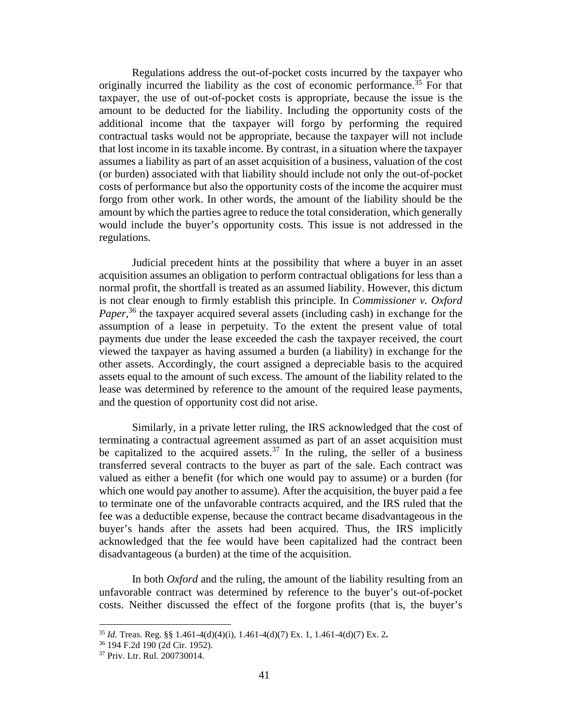Regulations address the out-of-pocket costs incurred by the taxpayer who originally incurred the liability as the cost of economic performance.[35] For that taxpayer, the use of out-of-pocket costs is appropriate, because the issue is the amount to be deducted for the liability. Including the opportunity costs of the additional income that the taxpayer will forgo by performing the required contractual tasks would not be appropriate, because the taxpayer will not include that lost income in its taxable income. By contrast, in a situation where the taxpayer assumes a liability as part of an asset acquisition of a business, valuation of the cost (or burden) associated with that liability should include not only the out-of-pocket costs of performance but also the opportunity costs of the income the acquirer must forgo from other work. In other words, the amount of the liability should be the amount by which the parties agree to reduce the total consideration, which generally would include the buyer's opportunity costs. This issue is not addressed in the regulations.

Judicial precedent hints at the possibility that where a buyer in an asset acquisition assumes an obligation to perform contractual obligations for less than a normal profit, the shortfall is treated as an assumed liability. However, this dictum is not clear enough to firmly establish this principle. In *Commissioner v. Oxford Paper*,[36] the taxpayer acquired several assets (including cash) in exchange for the assumption of a lease in perpetuity. To the extent the present value of total payments due under the lease exceeded the cash the taxpayer received, the court viewed the taxpayer as having assumed a burden (a liability) in exchange for the other assets. Accordingly, the court assigned a depreciable basis to the acquired assets equal to the amount of such excess. The amount of the liability related to the lease was determined by reference to the amount of the required lease payments, and the question of opportunity cost did not arise.

Similarly, in a private letter ruling, the IRS acknowledged that the cost of terminating a contractual agreement assumed as part of an asset acquisition must be capitalized to the acquired assets.[37] In the ruling, the seller of a business transferred several contracts to the buyer as part of the sale. Each contract was valued as either a benefit (for which one would pay to assume) or a burden (for which one would pay another to assume). After the acquisition, the buyer paid a fee to terminate one of the unfavorable contracts acquired, and the IRS ruled that the fee was a deductible expense, because the contract became disadvantageous in the buyer's hands after the assets had been acquired. Thus, the IRS implicitly acknowledged that the fee would have been capitalized had the contract been disadvantageous (a burden) at the time of the acquisition.

In both *Oxford* and the ruling, the amount of the liability resulting from an unfavorable contract was determined by reference to the buyer's out-of-pocket costs. Neither discussed the effect of the forgone profits (that is, the buyer's

---

[35] *Id.* Treas. Reg. §§ 1.461-4(d)(4)(i), 1.461-4(d)(7) Ex. 1, 1.461-4(d)(7) Ex. 2**.**

[36] 194 F.2d 190 (2d Cir. 1952).

[37] Priv. Ltr. Rul. 200730014.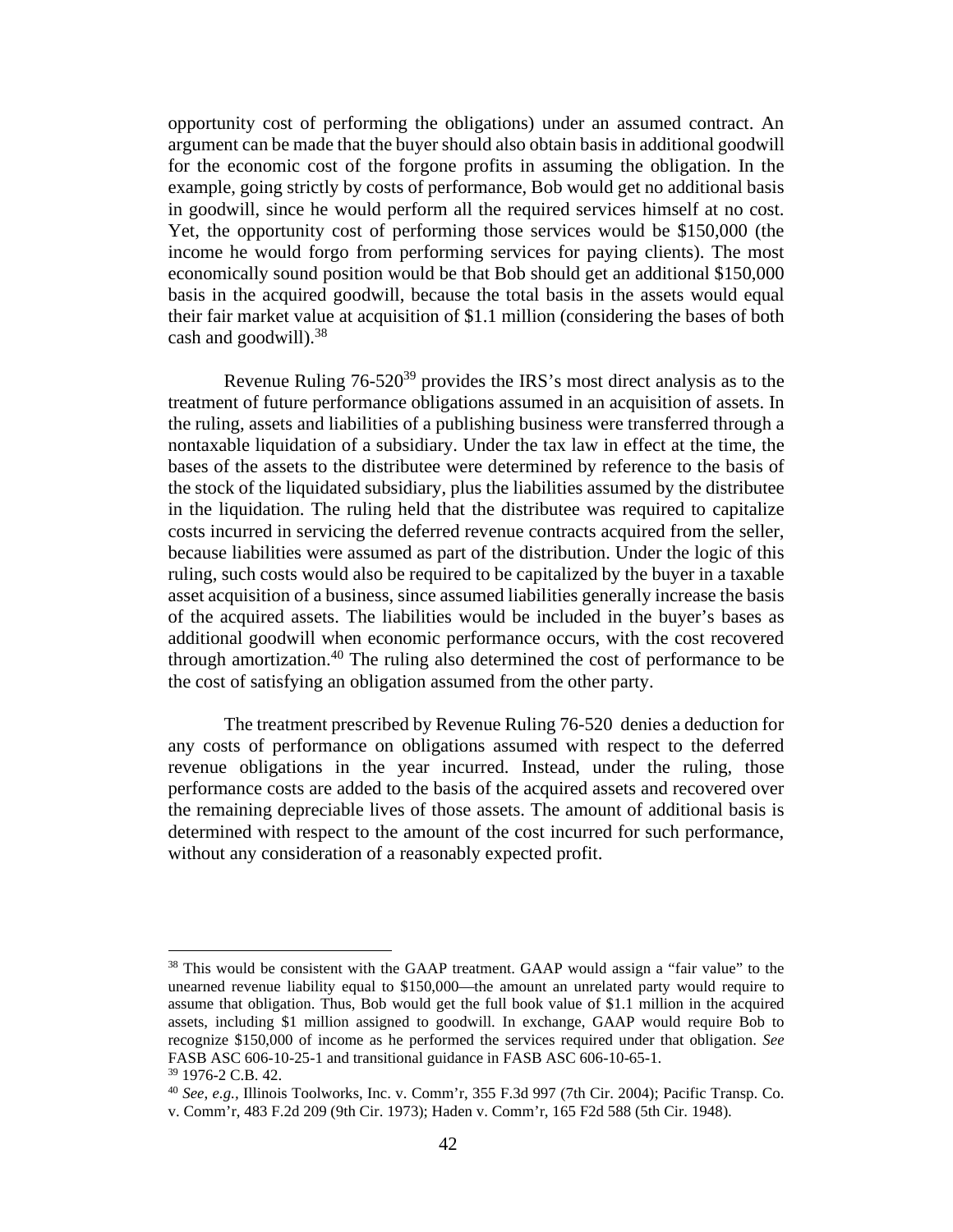opportunity cost of performing the obligations) under an assumed contract. An argument can be made that the buyer should also obtain basis in additional goodwill for the economic cost of the forgone profits in assuming the obligation. In the example, going strictly by costs of performance, Bob would get no additional basis in goodwill, since he would perform all the required services himself at no cost. Yet, the opportunity cost of performing those services would be $150,000 (the income he would forgo from performing services for paying clients). The most economically sound position would be that Bob should get an additional $150,000 basis in the acquired goodwill, because the total basis in the assets would equal their fair market value at acquisition of $1.1 million (considering the bases of both cash and goodwill).[38]

Revenue Ruling 76-520[39] provides the IRS's most direct analysis as to the treatment of future performance obligations assumed in an acquisition of assets. In the ruling, assets and liabilities of a publishing business were transferred through a nontaxable liquidation of a subsidiary. Under the tax law in effect at the time, the bases of the assets to the distributee were determined by reference to the basis of the stock of the liquidated subsidiary, plus the liabilities assumed by the distributee in the liquidation. The ruling held that the distributee was required to capitalize costs incurred in servicing the deferred revenue contracts acquired from the seller, because liabilities were assumed as part of the distribution. Under the logic of this ruling, such costs would also be required to be capitalized by the buyer in a taxable asset acquisition of a business, since assumed liabilities generally increase the basis of the acquired assets. The liabilities would be included in the buyer's bases as additional goodwill when economic performance occurs, with the cost recovered through amortization.[40] The ruling also determined the cost of performance to be the cost of satisfying an obligation assumed from the other party.

The treatment prescribed by Revenue Ruling 76-520 denies a deduction for any costs of performance on obligations assumed with respect to the deferred revenue obligations in the year incurred. Instead, under the ruling, those performance costs are added to the basis of the acquired assets and recovered over the remaining depreciable lives of those assets. The amount of additional basis is determined with respect to the amount of the cost incurred for such performance, without any consideration of a reasonably expected profit.

---

[38] This would be consistent with the GAAP treatment. GAAP would assign a "fair value" to the unearned revenue liability equal to $150,000—the amount an unrelated party would require to assume that obligation. Thus, Bob would get the full book value of $1.1 million in the acquired assets, including $1 million assigned to goodwill. In exchange, GAAP would require Bob to recognize $150,000 of income as he performed the services required under that obligation. *See* FASB ASC 606-10-25-1 and transitional guidance in FASB ASC 606-10-65-1.

[39] 1976-2 C.B. 42.

[40] *See, e.g.,* Illinois Toolworks, Inc. v. Comm'r, 355 F.3d 997 (7th Cir. 2004); Pacific Transp. Co. v. Comm'r, 483 F.2d 209 (9th Cir. 1973); Haden v. Comm'r, 165 F2d 588 (5th Cir. 1948).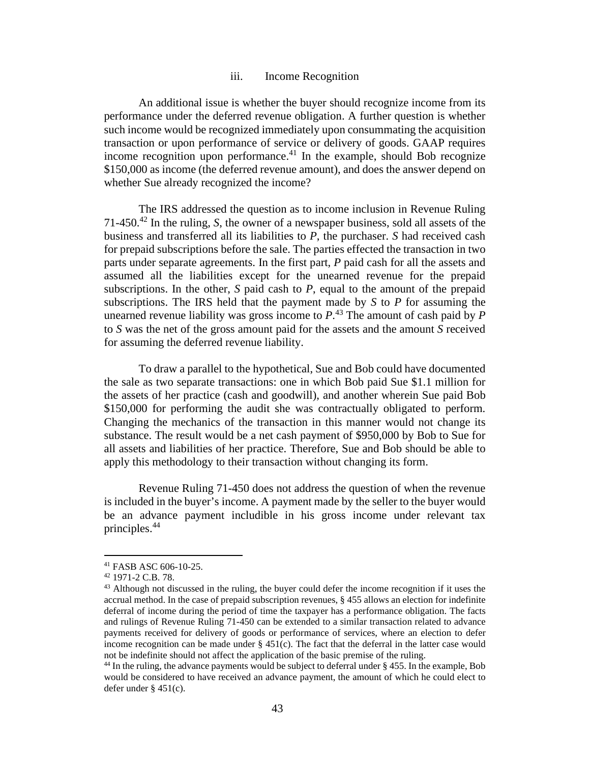### iii. Income Recognition

An additional issue is whether the buyer should recognize income from its performance under the deferred revenue obligation. A further question is whether such income would be recognized immediately upon consummating the acquisition transaction or upon performance of service or delivery of goods. GAAP requires income recognition upon performance.[41] In the example, should Bob recognize \$150,000 as income (the deferred revenue amount), and does the answer depend on whether Sue already recognized the income?

The IRS addressed the question as to income inclusion in Revenue Ruling 71-450.[42] In the ruling, *S*, the owner of a newspaper business, sold all assets of the business and transferred all its liabilities to *P*, the purchaser. *S* had received cash for prepaid subscriptions before the sale. The parties effected the transaction in two parts under separate agreements. In the first part, *P* paid cash for all the assets and assumed all the liabilities except for the unearned revenue for the prepaid subscriptions. In the other, *S* paid cash to *P*, equal to the amount of the prepaid subscriptions. The IRS held that the payment made by *S* to *P* for assuming the unearned revenue liability was gross income to *P*.[43] The amount of cash paid by *P* to *S* was the net of the gross amount paid for the assets and the amount *S* received for assuming the deferred revenue liability.

To draw a parallel to the hypothetical, Sue and Bob could have documented the sale as two separate transactions: one in which Bob paid Sue \$1.1 million for the assets of her practice (cash and goodwill), and another wherein Sue paid Bob \$150,000 for performing the audit she was contractually obligated to perform. Changing the mechanics of the transaction in this manner would not change its substance. The result would be a net cash payment of \$950,000 by Bob to Sue for all assets and liabilities of her practice. Therefore, Sue and Bob should be able to apply this methodology to their transaction without changing its form.

Revenue Ruling 71-450 does not address the question of when the revenue is included in the buyer's income. A payment made by the seller to the buyer would be an advance payment includible in his gross income under relevant tax principles.[44]

---

[41] FASB ASC 606-10-25.

[42] 1971-2 C.B. 78.

[43] Although not discussed in the ruling, the buyer could defer the income recognition if it uses the accrual method. In the case of prepaid subscription revenues, § 455 allows an election for indefinite deferral of income during the period of time the taxpayer has a performance obligation. The facts and rulings of Revenue Ruling 71-450 can be extended to a similar transaction related to advance payments received for delivery of goods or performance of services, where an election to defer income recognition can be made under § 451(c). The fact that the deferral in the latter case would not be indefinite should not affect the application of the basic premise of the ruling.

[44] In the ruling, the advance payments would be subject to deferral under § 455. In the example, Bob would be considered to have received an advance payment, the amount of which he could elect to defer under § 451(c).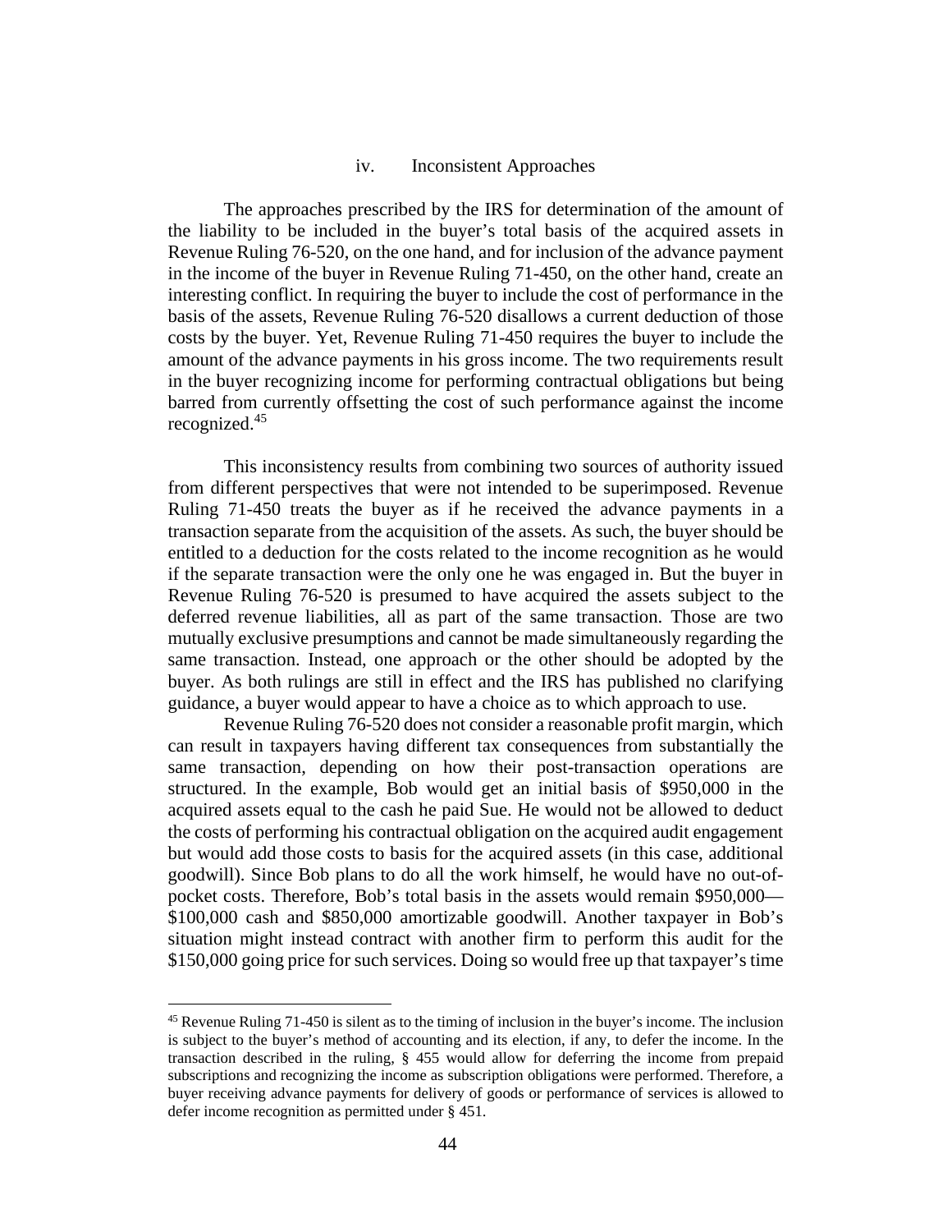#### iv. Inconsistent Approaches

The approaches prescribed by the IRS for determination of the amount of the liability to be included in the buyer's total basis of the acquired assets in Revenue Ruling 76-520, on the one hand, and for inclusion of the advance payment in the income of the buyer in Revenue Ruling 71-450, on the other hand, create an interesting conflict. In requiring the buyer to include the cost of performance in the basis of the assets, Revenue Ruling 76-520 disallows a current deduction of those costs by the buyer. Yet, Revenue Ruling 71-450 requires the buyer to include the amount of the advance payments in his gross income. The two requirements result in the buyer recognizing income for performing contractual obligations but being barred from currently offsetting the cost of such performance against the income recognized.[45]

This inconsistency results from combining two sources of authority issued from different perspectives that were not intended to be superimposed. Revenue Ruling 71-450 treats the buyer as if he received the advance payments in a transaction separate from the acquisition of the assets. As such, the buyer should be entitled to a deduction for the costs related to the income recognition as he would if the separate transaction were the only one he was engaged in. But the buyer in Revenue Ruling 76-520 is presumed to have acquired the assets subject to the deferred revenue liabilities, all as part of the same transaction. Those are two mutually exclusive presumptions and cannot be made simultaneously regarding the same transaction. Instead, one approach or the other should be adopted by the buyer. As both rulings are still in effect and the IRS has published no clarifying guidance, a buyer would appear to have a choice as to which approach to use.

Revenue Ruling 76-520 does not consider a reasonable profit margin, which can result in taxpayers having different tax consequences from substantially the same transaction, depending on how their post-transaction operations are structured. In the example, Bob would get an initial basis of $950,000 in the acquired assets equal to the cash he paid Sue. He would not be allowed to deduct the costs of performing his contractual obligation on the acquired audit engagement but would add those costs to basis for the acquired assets (in this case, additional goodwill). Since Bob plans to do all the work himself, he would have no out-of-pocket costs. Therefore, Bob's total basis in the assets would remain $950,000—$100,000 cash and $850,000 amortizable goodwill. Another taxpayer in Bob's situation might instead contract with another firm to perform this audit for the $150,000 going price for such services. Doing so would free up that taxpayer's time

[45] Revenue Ruling 71-450 is silent as to the timing of inclusion in the buyer's income. The inclusion is subject to the buyer's method of accounting and its election, if any, to defer the income. In the transaction described in the ruling, § 455 would allow for deferring the income from prepaid subscriptions and recognizing the income as subscription obligations were performed. Therefore, a buyer receiving advance payments for delivery of goods or performance of services is allowed to defer income recognition as permitted under § 451.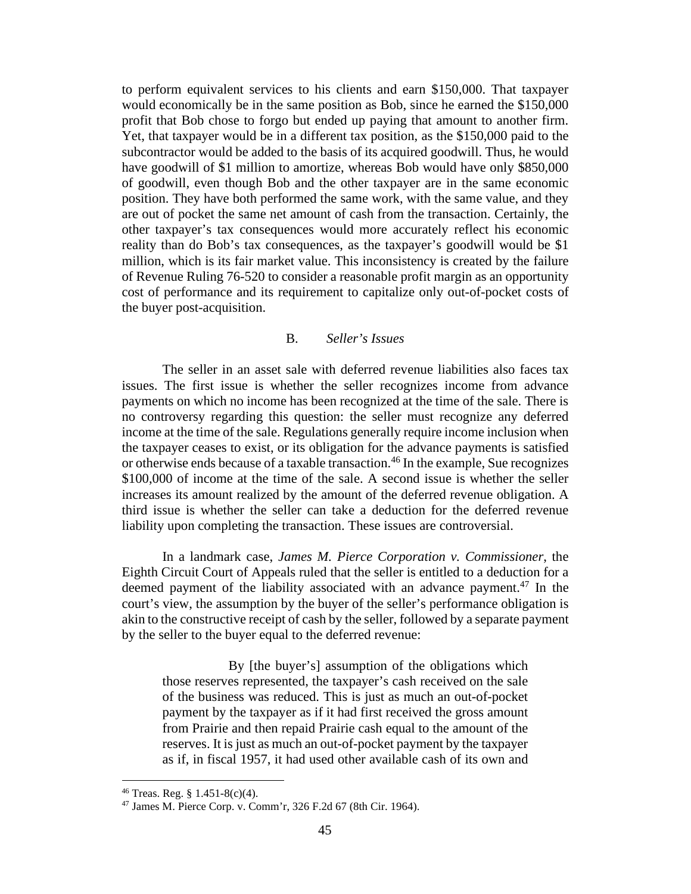to perform equivalent services to his clients and earn $150,000. That taxpayer would economically be in the same position as Bob, since he earned the $150,000 profit that Bob chose to forgo but ended up paying that amount to another firm. Yet, that taxpayer would be in a different tax position, as the $150,000 paid to the subcontractor would be added to the basis of its acquired goodwill. Thus, he would have goodwill of $1 million to amortize, whereas Bob would have only $850,000 of goodwill, even though Bob and the other taxpayer are in the same economic position. They have both performed the same work, with the same value, and they are out of pocket the same net amount of cash from the transaction. Certainly, the other taxpayer's tax consequences would more accurately reflect his economic reality than do Bob's tax consequences, as the taxpayer's goodwill would be $1 million, which is its fair market value. This inconsistency is created by the failure of Revenue Ruling 76-520 to consider a reasonable profit margin as an opportunity cost of performance and its requirement to capitalize only out-of-pocket costs of the buyer post-acquisition.

### B. *Seller's Issues*

The seller in an asset sale with deferred revenue liabilities also faces tax issues. The first issue is whether the seller recognizes income from advance payments on which no income has been recognized at the time of the sale. There is no controversy regarding this question: the seller must recognize any deferred income at the time of the sale. Regulations generally require income inclusion when the taxpayer ceases to exist, or its obligation for the advance payments is satisfied or otherwise ends because of a taxable transaction.[46] In the example, Sue recognizes $100,000 of income at the time of the sale. A second issue is whether the seller increases its amount realized by the amount of the deferred revenue obligation. A third issue is whether the seller can take a deduction for the deferred revenue liability upon completing the transaction. These issues are controversial.

In a landmark case, *James M. Pierce Corporation v. Commissioner*, the Eighth Circuit Court of Appeals ruled that the seller is entitled to a deduction for a deemed payment of the liability associated with an advance payment.[47] In the court's view, the assumption by the buyer of the seller's performance obligation is akin to the constructive receipt of cash by the seller, followed by a separate payment by the seller to the buyer equal to the deferred revenue:

> By [the buyer's] assumption of the obligations which those reserves represented, the taxpayer's cash received on the sale of the business was reduced. This is just as much an out-of-pocket payment by the taxpayer as if it had first received the gross amount from Prairie and then repaid Prairie cash equal to the amount of the reserves. It is just as much an out-of-pocket payment by the taxpayer as if, in fiscal 1957, it had used other available cash of its own and

---

[46] Treas. Reg. § 1.451-8(c)(4).

[47] James M. Pierce Corp. v. Comm'r, 326 F.2d 67 (8th Cir. 1964).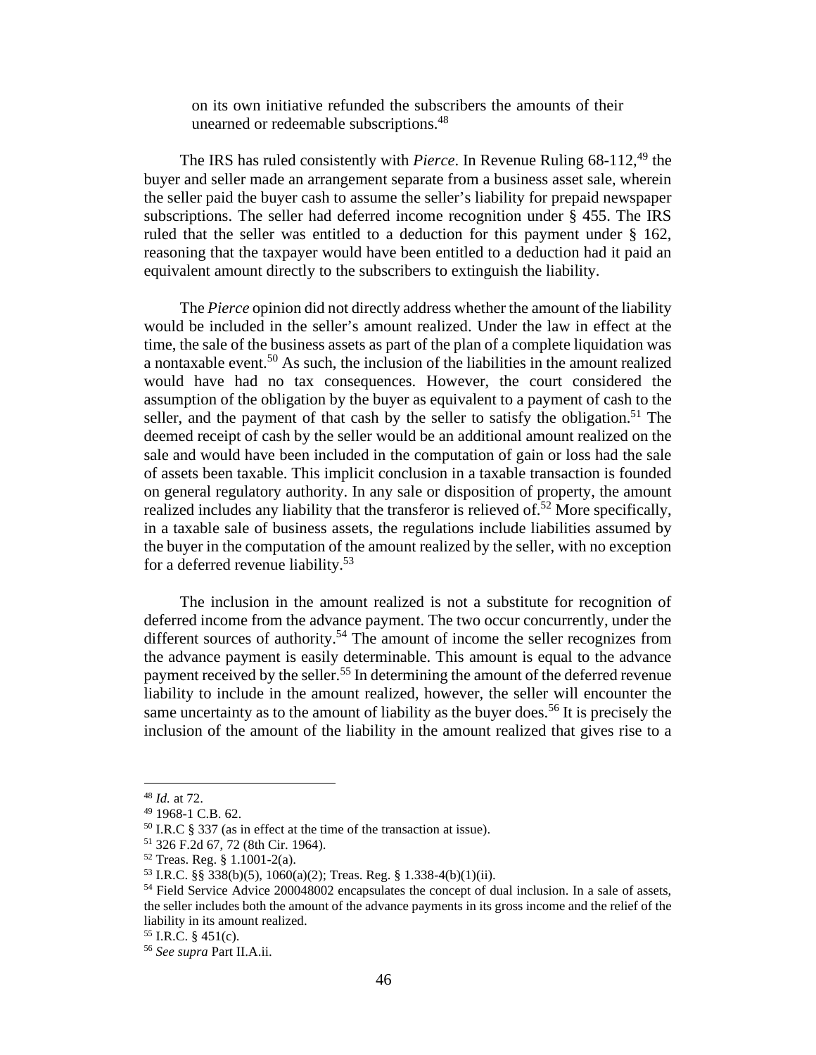on its own initiative refunded the subscribers the amounts of their unearned or redeemable subscriptions.[48]

The IRS has ruled consistently with *Pierce*. In Revenue Ruling 68-112,[49] the buyer and seller made an arrangement separate from a business asset sale, wherein the seller paid the buyer cash to assume the seller's liability for prepaid newspaper subscriptions. The seller had deferred income recognition under § 455. The IRS ruled that the seller was entitled to a deduction for this payment under § 162, reasoning that the taxpayer would have been entitled to a deduction had it paid an equivalent amount directly to the subscribers to extinguish the liability.

The *Pierce* opinion did not directly address whether the amount of the liability would be included in the seller's amount realized. Under the law in effect at the time, the sale of the business assets as part of the plan of a complete liquidation was a nontaxable event.[50] As such, the inclusion of the liabilities in the amount realized would have had no tax consequences. However, the court considered the assumption of the obligation by the buyer as equivalent to a payment of cash to the seller, and the payment of that cash by the seller to satisfy the obligation.[51] The deemed receipt of cash by the seller would be an additional amount realized on the sale and would have been included in the computation of gain or loss had the sale of assets been taxable. This implicit conclusion in a taxable transaction is founded on general regulatory authority. In any sale or disposition of property, the amount realized includes any liability that the transferor is relieved of.[52] More specifically, in a taxable sale of business assets, the regulations include liabilities assumed by the buyer in the computation of the amount realized by the seller, with no exception for a deferred revenue liability.[53]

The inclusion in the amount realized is not a substitute for recognition of deferred income from the advance payment. The two occur concurrently, under the different sources of authority.[54] The amount of income the seller recognizes from the advance payment is easily determinable. This amount is equal to the advance payment received by the seller.[55] In determining the amount of the deferred revenue liability to include in the amount realized, however, the seller will encounter the same uncertainty as to the amount of liability as the buyer does.[56] It is precisely the inclusion of the amount of the liability in the amount realized that gives rise to a

---

[48] *Id.* at 72.

[49] 1968-1 C.B. 62.

[50] I.R.C § 337 (as in effect at the time of the transaction at issue).

[51] 326 F.2d 67, 72 (8th Cir. 1964).

[52] Treas. Reg. § 1.1001-2(a).

[53] I.R.C. §§ 338(b)(5), 1060(a)(2); Treas. Reg. § 1.338-4(b)(1)(ii).

[54] Field Service Advice 200048002 encapsulates the concept of dual inclusion. In a sale of assets, the seller includes both the amount of the advance payments in its gross income and the relief of the liability in its amount realized.

[55] I.R.C. § 451(c).

[56] *See supra* Part II.A.ii.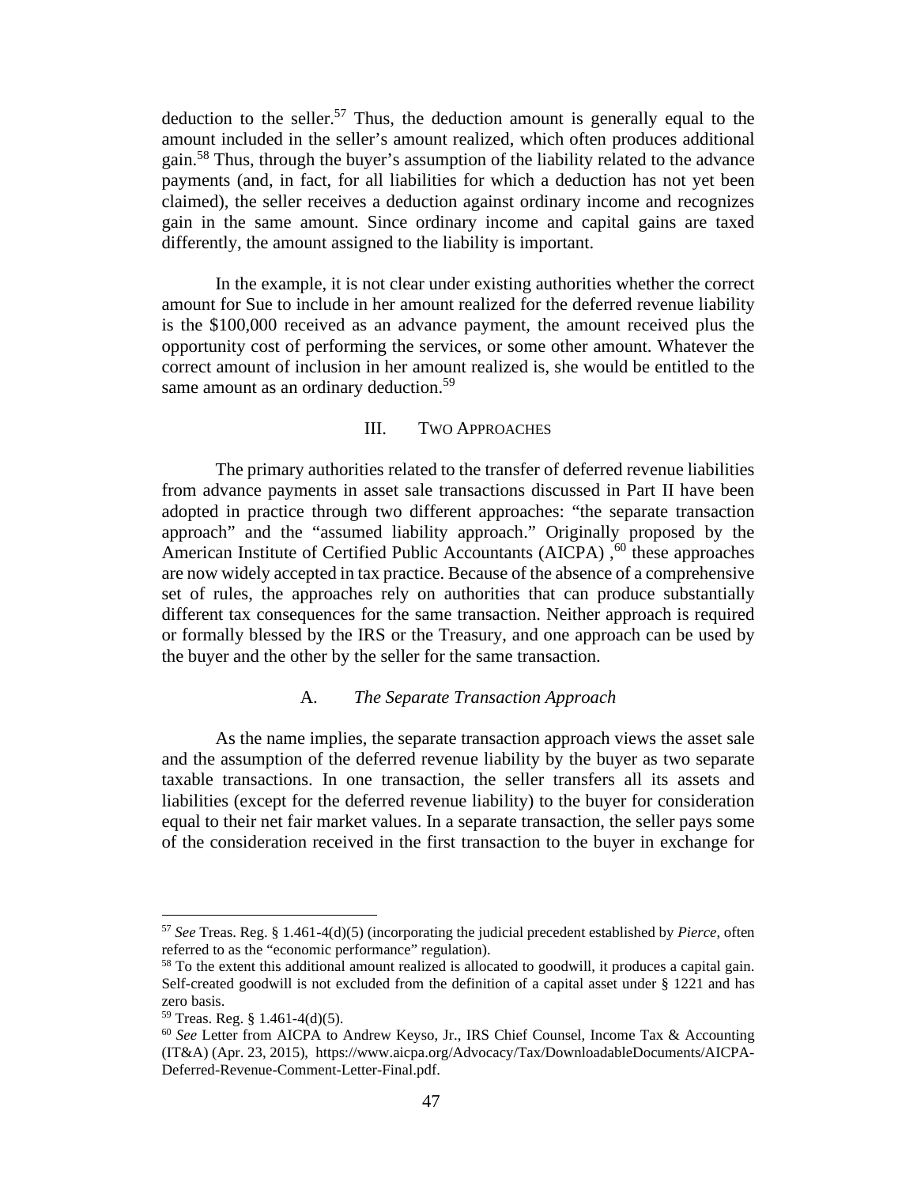deduction to the seller.[57] Thus, the deduction amount is generally equal to the amount included in the seller's amount realized, which often produces additional gain.[58] Thus, through the buyer's assumption of the liability related to the advance payments (and, in fact, for all liabilities for which a deduction has not yet been claimed), the seller receives a deduction against ordinary income and recognizes gain in the same amount. Since ordinary income and capital gains are taxed differently, the amount assigned to the liability is important.

In the example, it is not clear under existing authorities whether the correct amount for Sue to include in her amount realized for the deferred revenue liability is the $100,000 received as an advance payment, the amount received plus the opportunity cost of performing the services, or some other amount. Whatever the correct amount of inclusion in her amount realized is, she would be entitled to the same amount as an ordinary deduction.[59]

## III. TWO APPROACHES

The primary authorities related to the transfer of deferred revenue liabilities from advance payments in asset sale transactions discussed in Part II have been adopted in practice through two different approaches: "the separate transaction approach" and the "assumed liability approach." Originally proposed by the American Institute of Certified Public Accountants (AICPA) ,[60] these approaches are now widely accepted in tax practice. Because of the absence of a comprehensive set of rules, the approaches rely on authorities that can produce substantially different tax consequences for the same transaction. Neither approach is required or formally blessed by the IRS or the Treasury, and one approach can be used by the buyer and the other by the seller for the same transaction.

### A. *The Separate Transaction Approach*

As the name implies, the separate transaction approach views the asset sale and the assumption of the deferred revenue liability by the buyer as two separate taxable transactions. In one transaction, the seller transfers all its assets and liabilities (except for the deferred revenue liability) to the buyer for consideration equal to their net fair market values. In a separate transaction, the seller pays some of the consideration received in the first transaction to the buyer in exchange for

---

[57] *See* Treas. Reg. § 1.461-4(d)(5) (incorporating the judicial precedent established by *Pierce*, often referred to as the "economic performance" regulation).

[58] To the extent this additional amount realized is allocated to goodwill, it produces a capital gain. Self-created goodwill is not excluded from the definition of a capital asset under § 1221 and has zero basis.

[59] Treas. Reg. § 1.461-4(d)(5).

[60] *See* Letter from AICPA to Andrew Keyso, Jr., IRS Chief Counsel, Income Tax & Accounting (IT&A) (Apr. 23, 2015), https://www.aicpa.org/Advocacy/Tax/DownloadableDocuments/AICPA-Deferred-Revenue-Comment-Letter-Final.pdf.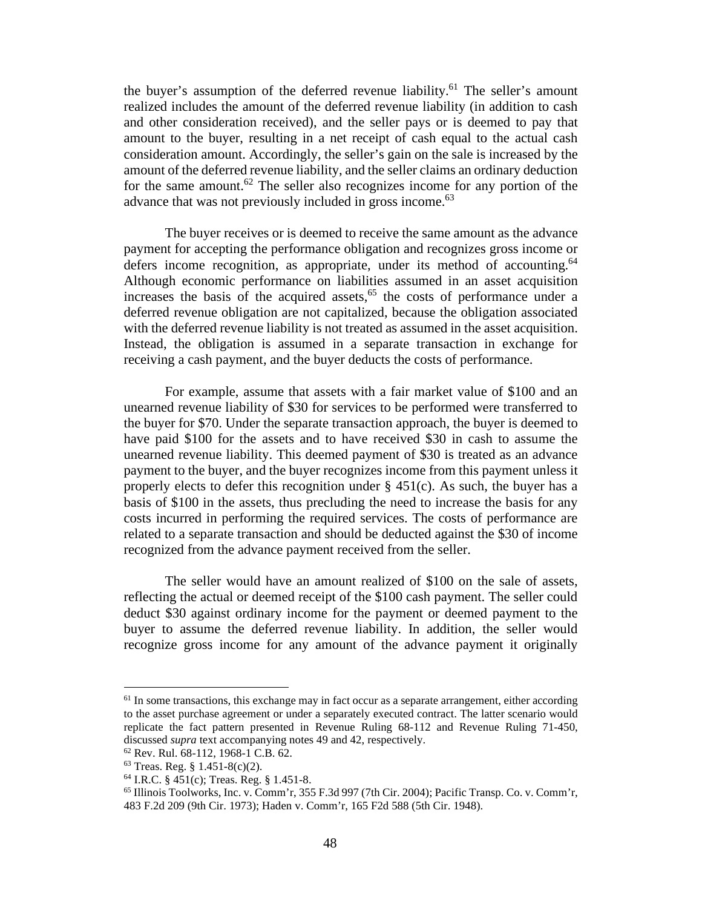the buyer's assumption of the deferred revenue liability.[61] The seller's amount realized includes the amount of the deferred revenue liability (in addition to cash and other consideration received), and the seller pays or is deemed to pay that amount to the buyer, resulting in a net receipt of cash equal to the actual cash consideration amount. Accordingly, the seller's gain on the sale is increased by the amount of the deferred revenue liability, and the seller claims an ordinary deduction for the same amount.[62] The seller also recognizes income for any portion of the advance that was not previously included in gross income.[63]

The buyer receives or is deemed to receive the same amount as the advance payment for accepting the performance obligation and recognizes gross income or defers income recognition, as appropriate, under its method of accounting.[64] Although economic performance on liabilities assumed in an asset acquisition increases the basis of the acquired assets,[65] the costs of performance under a deferred revenue obligation are not capitalized, because the obligation associated with the deferred revenue liability is not treated as assumed in the asset acquisition. Instead, the obligation is assumed in a separate transaction in exchange for receiving a cash payment, and the buyer deducts the costs of performance.

For example, assume that assets with a fair market value of $100 and an unearned revenue liability of $30 for services to be performed were transferred to the buyer for $70. Under the separate transaction approach, the buyer is deemed to have paid $100 for the assets and to have received $30 in cash to assume the unearned revenue liability. This deemed payment of $30 is treated as an advance payment to the buyer, and the buyer recognizes income from this payment unless it properly elects to defer this recognition under § 451(c). As such, the buyer has a basis of $100 in the assets, thus precluding the need to increase the basis for any costs incurred in performing the required services. The costs of performance are related to a separate transaction and should be deducted against the $30 of income recognized from the advance payment received from the seller.

The seller would have an amount realized of $100 on the sale of assets, reflecting the actual or deemed receipt of the $100 cash payment. The seller could deduct $30 against ordinary income for the payment or deemed payment to the buyer to assume the deferred revenue liability. In addition, the seller would recognize gross income for any amount of the advance payment it originally

---

[61] In some transactions, this exchange may in fact occur as a separate arrangement, either according to the asset purchase agreement or under a separately executed contract. The latter scenario would replicate the fact pattern presented in Revenue Ruling 68-112 and Revenue Ruling 71-450, discussed *supra* text accompanying notes 49 and 42, respectively.

[62] Rev. Rul. 68-112, 1968-1 C.B. 62.

[63] Treas. Reg. § 1.451-8(c)(2).

[64] I.R.C. § 451(c); Treas. Reg. § 1.451-8.

[65] Illinois Toolworks, Inc. v. Comm'r, 355 F.3d 997 (7th Cir. 2004); Pacific Transp. Co. v. Comm'r, 483 F.2d 209 (9th Cir. 1973); Haden v. Comm'r, 165 F2d 588 (5th Cir. 1948).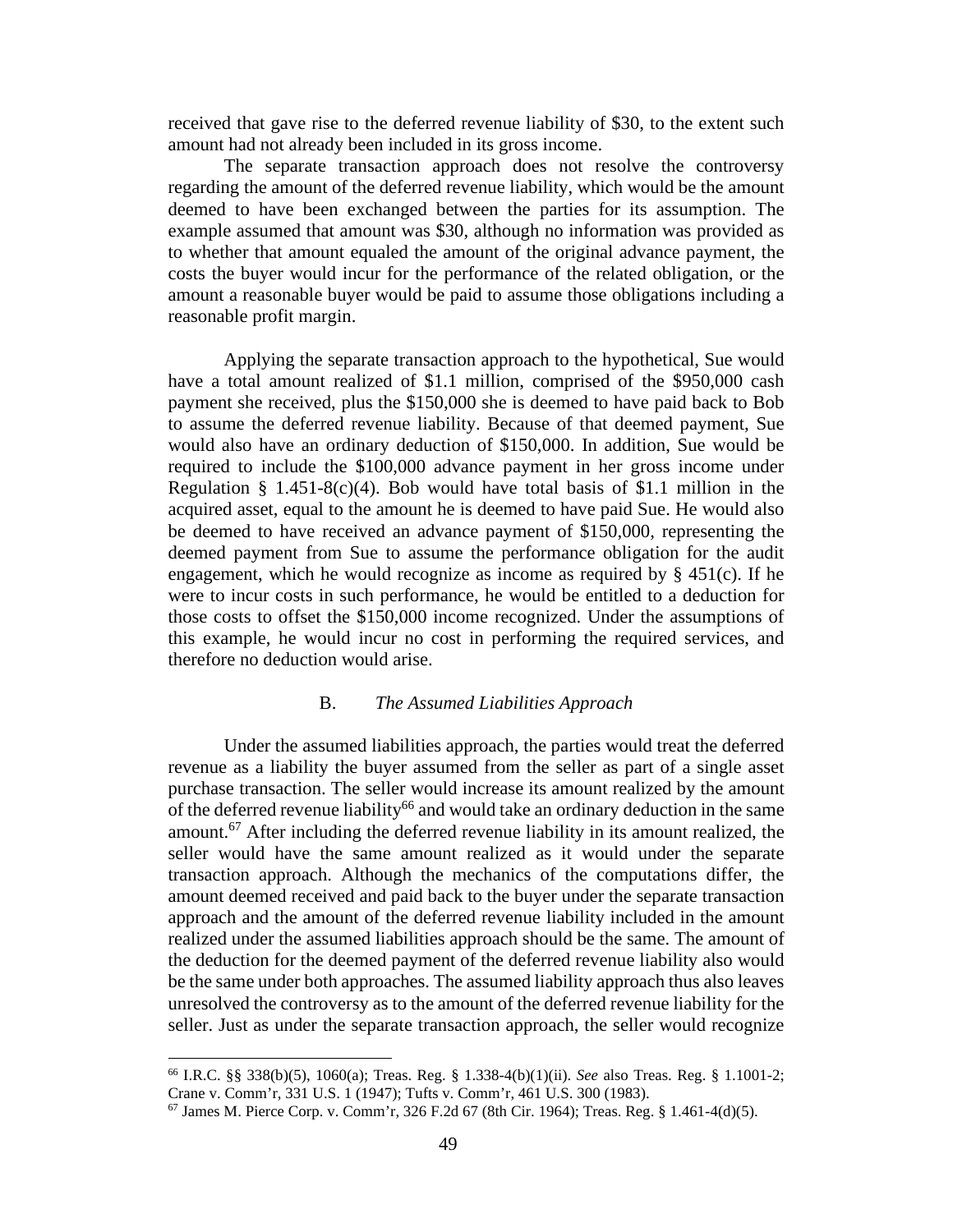received that gave rise to the deferred revenue liability of $30, to the extent such amount had not already been included in its gross income.

The separate transaction approach does not resolve the controversy regarding the amount of the deferred revenue liability, which would be the amount deemed to have been exchanged between the parties for its assumption. The example assumed that amount was $30, although no information was provided as to whether that amount equaled the amount of the original advance payment, the costs the buyer would incur for the performance of the related obligation, or the amount a reasonable buyer would be paid to assume those obligations including a reasonable profit margin.

Applying the separate transaction approach to the hypothetical, Sue would have a total amount realized of $1.1 million, comprised of the $950,000 cash payment she received, plus the $150,000 she is deemed to have paid back to Bob to assume the deferred revenue liability. Because of that deemed payment, Sue would also have an ordinary deduction of $150,000. In addition, Sue would be required to include the $100,000 advance payment in her gross income under Regulation § 1.451-8(c)(4). Bob would have total basis of $1.1 million in the acquired asset, equal to the amount he is deemed to have paid Sue. He would also be deemed to have received an advance payment of $150,000, representing the deemed payment from Sue to assume the performance obligation for the audit engagement, which he would recognize as income as required by § 451(c). If he were to incur costs in such performance, he would be entitled to a deduction for those costs to offset the $150,000 income recognized. Under the assumptions of this example, he would incur no cost in performing the required services, and therefore no deduction would arise.

### B. *The Assumed Liabilities Approach*

Under the assumed liabilities approach, the parties would treat the deferred revenue as a liability the buyer assumed from the seller as part of a single asset purchase transaction. The seller would increase its amount realized by the amount of the deferred revenue liability[66] and would take an ordinary deduction in the same amount.[67] After including the deferred revenue liability in its amount realized, the seller would have the same amount realized as it would under the separate transaction approach. Although the mechanics of the computations differ, the amount deemed received and paid back to the buyer under the separate transaction approach and the amount of the deferred revenue liability included in the amount realized under the assumed liabilities approach should be the same. The amount of the deduction for the deemed payment of the deferred revenue liability also would be the same under both approaches. The assumed liability approach thus also leaves unresolved the controversy as to the amount of the deferred revenue liability for the seller. Just as under the separate transaction approach, the seller would recognize

---

[66] I.R.C. §§ 338(b)(5), 1060(a); Treas. Reg. § 1.338-4(b)(1)(ii). *See* also Treas. Reg. § 1.1001-2; Crane v. Comm'r, 331 U.S. 1 (1947); Tufts v. Comm'r, 461 U.S. 300 (1983).

[67] James M. Pierce Corp. v. Comm'r, 326 F.2d 67 (8th Cir. 1964); Treas. Reg. § 1.461-4(d)(5).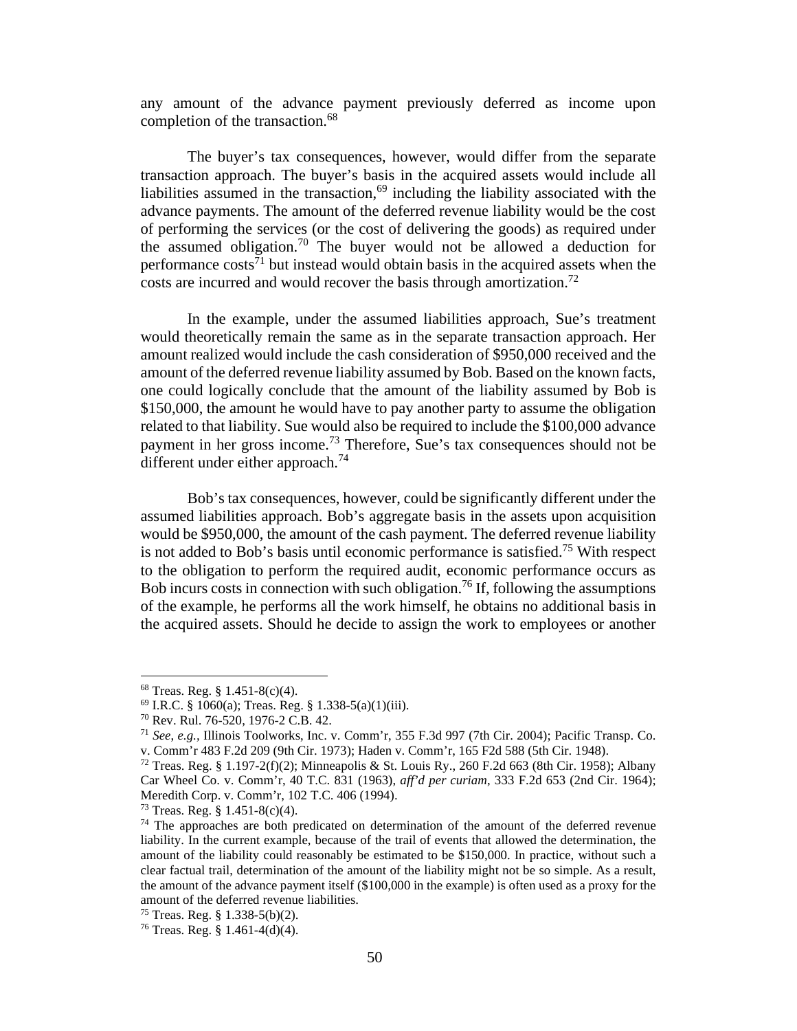any amount of the advance payment previously deferred as income upon completion of the transaction.[68]

The buyer's tax consequences, however, would differ from the separate transaction approach. The buyer's basis in the acquired assets would include all liabilities assumed in the transaction,[69] including the liability associated with the advance payments. The amount of the deferred revenue liability would be the cost of performing the services (or the cost of delivering the goods) as required under the assumed obligation.[70] The buyer would not be allowed a deduction for performance costs[71] but instead would obtain basis in the acquired assets when the costs are incurred and would recover the basis through amortization.[72]

In the example, under the assumed liabilities approach, Sue's treatment would theoretically remain the same as in the separate transaction approach. Her amount realized would include the cash consideration of $950,000 received and the amount of the deferred revenue liability assumed by Bob. Based on the known facts, one could logically conclude that the amount of the liability assumed by Bob is $150,000, the amount he would have to pay another party to assume the obligation related to that liability. Sue would also be required to include the $100,000 advance payment in her gross income.[73] Therefore, Sue's tax consequences should not be different under either approach.[74]

Bob's tax consequences, however, could be significantly different under the assumed liabilities approach. Bob's aggregate basis in the assets upon acquisition would be $950,000, the amount of the cash payment. The deferred revenue liability is not added to Bob's basis until economic performance is satisfied.[75] With respect to the obligation to perform the required audit, economic performance occurs as Bob incurs costs in connection with such obligation.[76] If, following the assumptions of the example, he performs all the work himself, he obtains no additional basis in the acquired assets. Should he decide to assign the work to employees or another

---

[68] Treas. Reg. § 1.451-8(c)(4).

[69] I.R.C. § 1060(a); Treas. Reg. § 1.338-5(a)(1)(iii).

[70] Rev. Rul. 76-520, 1976-2 C.B. 42.

[71] *See, e.g.*, Illinois Toolworks, Inc. v. Comm'r, 355 F.3d 997 (7th Cir. 2004); Pacific Transp. Co. v. Comm'r 483 F.2d 209 (9th Cir. 1973); Haden v. Comm'r, 165 F2d 588 (5th Cir. 1948).

[72] Treas. Reg. § 1.197-2(f)(2); Minneapolis & St. Louis Ry., 260 F.2d 663 (8th Cir. 1958); Albany Car Wheel Co. v. Comm'r, 40 T.C. 831 (1963), *aff'd per curiam*, 333 F.2d 653 (2nd Cir. 1964); Meredith Corp. v. Comm'r, 102 T.C. 406 (1994).

[73] Treas. Reg. § 1.451-8(c)(4).

[74] The approaches are both predicated on determination of the amount of the deferred revenue liability. In the current example, because of the trail of events that allowed the determination, the amount of the liability could reasonably be estimated to be $150,000. In practice, without such a clear factual trail, determination of the amount of the liability might not be so simple. As a result, the amount of the advance payment itself ($100,000 in the example) is often used as a proxy for the amount of the deferred revenue liabilities.

[75] Treas. Reg. § 1.338-5(b)(2).

[76] Treas. Reg. § 1.461-4(d)(4).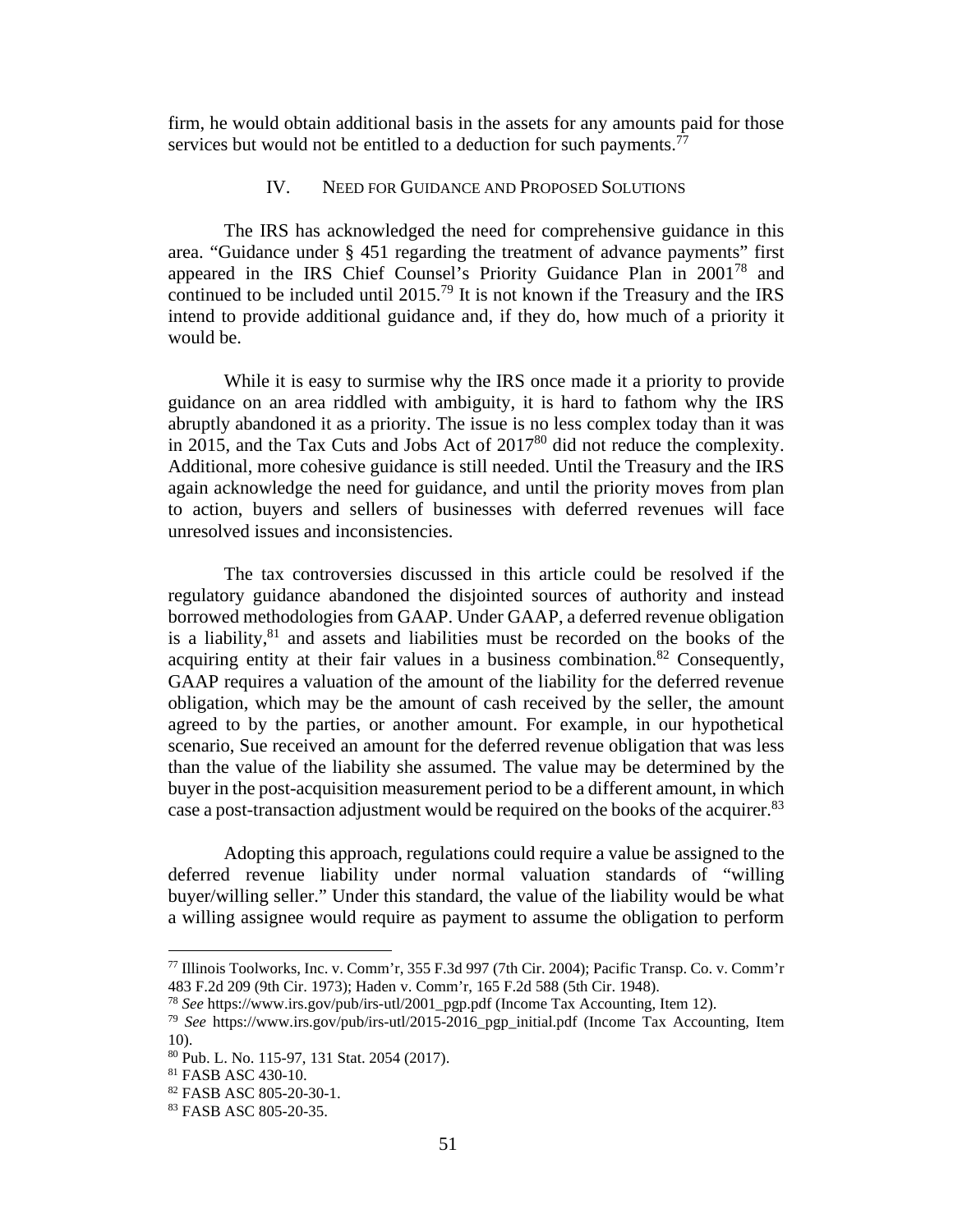firm, he would obtain additional basis in the assets for any amounts paid for those services but would not be entitled to a deduction for such payments.[77]

## IV. Need for Guidance and Proposed Solutions

The IRS has acknowledged the need for comprehensive guidance in this area. "Guidance under § 451 regarding the treatment of advance payments" first appeared in the IRS Chief Counsel's Priority Guidance Plan in 2001[78] and continued to be included until 2015.[79] It is not known if the Treasury and the IRS intend to provide additional guidance and, if they do, how much of a priority it would be.

While it is easy to surmise why the IRS once made it a priority to provide guidance on an area riddled with ambiguity, it is hard to fathom why the IRS abruptly abandoned it as a priority. The issue is no less complex today than it was in 2015, and the Tax Cuts and Jobs Act of 2017[80] did not reduce the complexity. Additional, more cohesive guidance is still needed. Until the Treasury and the IRS again acknowledge the need for guidance, and until the priority moves from plan to action, buyers and sellers of businesses with deferred revenues will face unresolved issues and inconsistencies.

The tax controversies discussed in this article could be resolved if the regulatory guidance abandoned the disjointed sources of authority and instead borrowed methodologies from GAAP. Under GAAP, a deferred revenue obligation is a liability,[81] and assets and liabilities must be recorded on the books of the acquiring entity at their fair values in a business combination.[82] Consequently, GAAP requires a valuation of the amount of the liability for the deferred revenue obligation, which may be the amount of cash received by the seller, the amount agreed to by the parties, or another amount. For example, in our hypothetical scenario, Sue received an amount for the deferred revenue obligation that was less than the value of the liability she assumed. The value may be determined by the buyer in the post-acquisition measurement period to be a different amount, in which case a post-transaction adjustment would be required on the books of the acquirer.[83]

Adopting this approach, regulations could require a value be assigned to the deferred revenue liability under normal valuation standards of "willing buyer/willing seller." Under this standard, the value of the liability would be what a willing assignee would require as payment to assume the obligation to perform

---

[77] Illinois Toolworks, Inc. v. Comm'r, 355 F.3d 997 (7th Cir. 2004); Pacific Transp. Co. v. Comm'r 483 F.2d 209 (9th Cir. 1973); Haden v. Comm'r, 165 F.2d 588 (5th Cir. 1948).

[78] *See* https://www.irs.gov/pub/irs-utl/2001_pgp.pdf (Income Tax Accounting, Item 12).

[79] *See* https://www.irs.gov/pub/irs-utl/2015-2016_pgp_initial.pdf (Income Tax Accounting, Item 10).

[80] Pub. L. No. 115-97, 131 Stat. 2054 (2017).

[81] FASB ASC 430-10.

[82] FASB ASC 805-20-30-1.

[83] FASB ASC 805-20-35.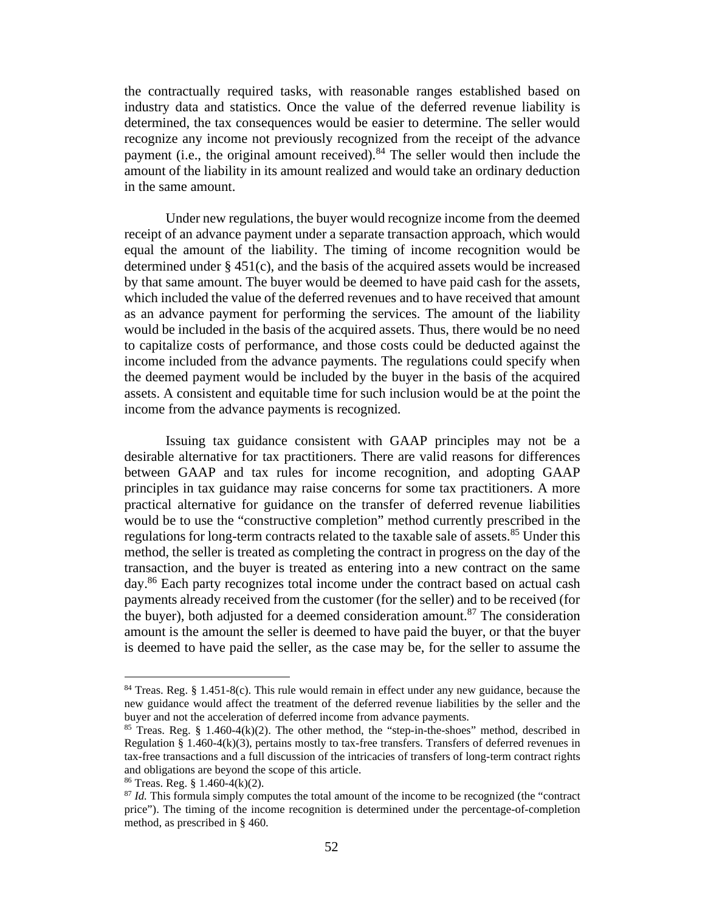the contractually required tasks, with reasonable ranges established based on industry data and statistics. Once the value of the deferred revenue liability is determined, the tax consequences would be easier to determine. The seller would recognize any income not previously recognized from the receipt of the advance payment (i.e., the original amount received).[84] The seller would then include the amount of the liability in its amount realized and would take an ordinary deduction in the same amount.

Under new regulations, the buyer would recognize income from the deemed receipt of an advance payment under a separate transaction approach, which would equal the amount of the liability. The timing of income recognition would be determined under § 451(c), and the basis of the acquired assets would be increased by that same amount. The buyer would be deemed to have paid cash for the assets, which included the value of the deferred revenues and to have received that amount as an advance payment for performing the services. The amount of the liability would be included in the basis of the acquired assets. Thus, there would be no need to capitalize costs of performance, and those costs could be deducted against the income included from the advance payments. The regulations could specify when the deemed payment would be included by the buyer in the basis of the acquired assets. A consistent and equitable time for such inclusion would be at the point the income from the advance payments is recognized.

Issuing tax guidance consistent with GAAP principles may not be a desirable alternative for tax practitioners. There are valid reasons for differences between GAAP and tax rules for income recognition, and adopting GAAP principles in tax guidance may raise concerns for some tax practitioners. A more practical alternative for guidance on the transfer of deferred revenue liabilities would be to use the "constructive completion" method currently prescribed in the regulations for long-term contracts related to the taxable sale of assets.[85] Under this method, the seller is treated as completing the contract in progress on the day of the transaction, and the buyer is treated as entering into a new contract on the same day.[86] Each party recognizes total income under the contract based on actual cash payments already received from the customer (for the seller) and to be received (for the buyer), both adjusted for a deemed consideration amount.[87] The consideration amount is the amount the seller is deemed to have paid the buyer, or that the buyer is deemed to have paid the seller, as the case may be, for the seller to assume the

---

[84] Treas. Reg. § 1.451-8(c). This rule would remain in effect under any new guidance, because the new guidance would affect the treatment of the deferred revenue liabilities by the seller and the buyer and not the acceleration of deferred income from advance payments.

[85] Treas. Reg. § 1.460-4(k)(2). The other method, the "step-in-the-shoes" method, described in Regulation § 1.460-4(k)(3), pertains mostly to tax-free transfers. Transfers of deferred revenues in tax-free transactions and a full discussion of the intricacies of transfers of long-term contract rights and obligations are beyond the scope of this article.

[86] Treas. Reg. § 1.460-4(k)(2).

[87] *Id.* This formula simply computes the total amount of the income to be recognized (the "contract price"). The timing of the income recognition is determined under the percentage-of-completion method, as prescribed in § 460.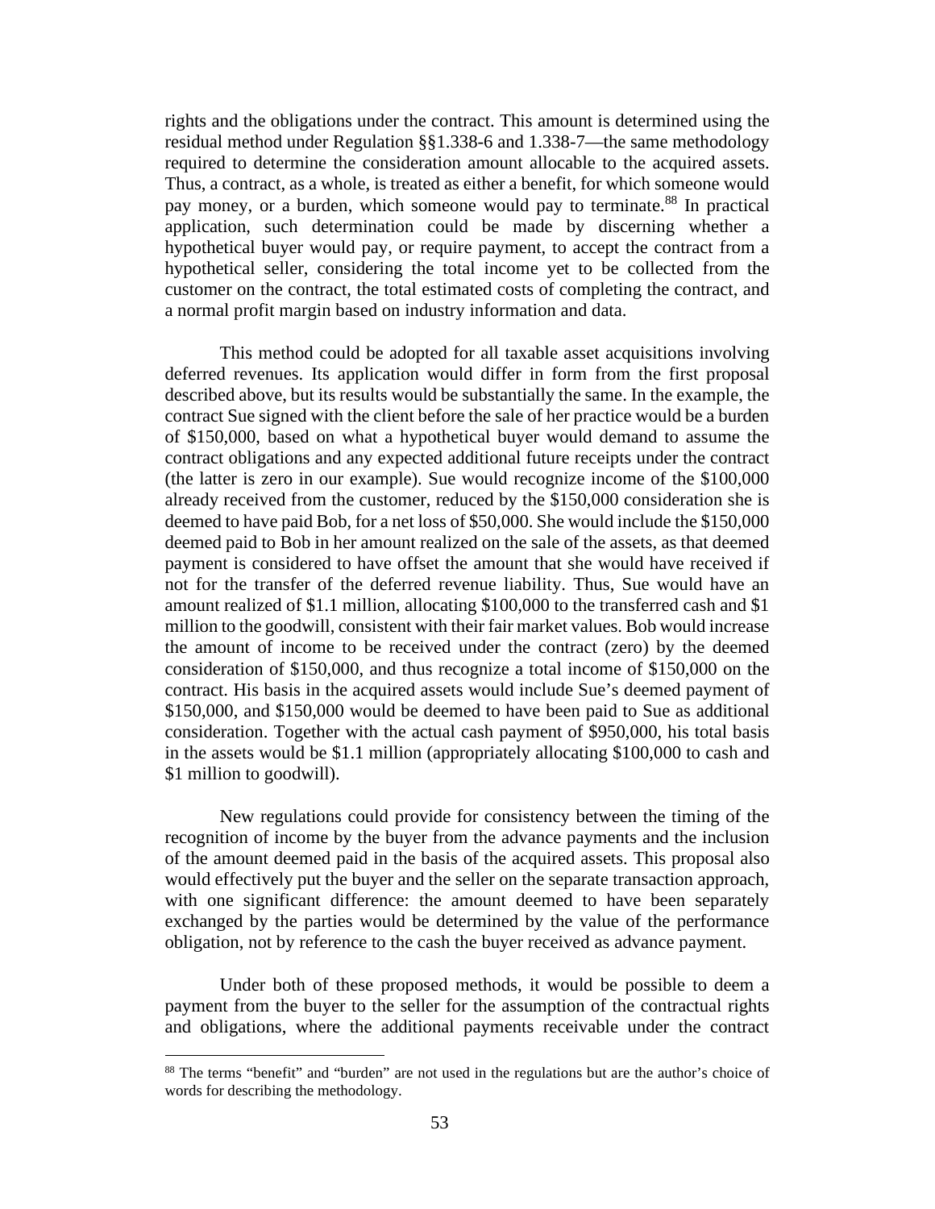rights and the obligations under the contract. This amount is determined using the residual method under Regulation §§1.338-6 and 1.338-7—the same methodology required to determine the consideration amount allocable to the acquired assets. Thus, a contract, as a whole, is treated as either a benefit, for which someone would pay money, or a burden, which someone would pay to terminate.[88] In practical application, such determination could be made by discerning whether a hypothetical buyer would pay, or require payment, to accept the contract from a hypothetical seller, considering the total income yet to be collected from the customer on the contract, the total estimated costs of completing the contract, and a normal profit margin based on industry information and data.

This method could be adopted for all taxable asset acquisitions involving deferred revenues. Its application would differ in form from the first proposal described above, but its results would be substantially the same. In the example, the contract Sue signed with the client before the sale of her practice would be a burden of $150,000, based on what a hypothetical buyer would demand to assume the contract obligations and any expected additional future receipts under the contract (the latter is zero in our example). Sue would recognize income of the $100,000 already received from the customer, reduced by the $150,000 consideration she is deemed to have paid Bob, for a net loss of $50,000. She would include the $150,000 deemed paid to Bob in her amount realized on the sale of the assets, as that deemed payment is considered to have offset the amount that she would have received if not for the transfer of the deferred revenue liability. Thus, Sue would have an amount realized of $1.1 million, allocating $100,000 to the transferred cash and $1 million to the goodwill, consistent with their fair market values. Bob would increase the amount of income to be received under the contract (zero) by the deemed consideration of $150,000, and thus recognize a total income of $150,000 on the contract. His basis in the acquired assets would include Sue's deemed payment of $150,000, and $150,000 would be deemed to have been paid to Sue as additional consideration. Together with the actual cash payment of $950,000, his total basis in the assets would be $1.1 million (appropriately allocating $100,000 to cash and $1 million to goodwill).

New regulations could provide for consistency between the timing of the recognition of income by the buyer from the advance payments and the inclusion of the amount deemed paid in the basis of the acquired assets. This proposal also would effectively put the buyer and the seller on the separate transaction approach, with one significant difference: the amount deemed to have been separately exchanged by the parties would be determined by the value of the performance obligation, not by reference to the cash the buyer received as advance payment.

Under both of these proposed methods, it would be possible to deem a payment from the buyer to the seller for the assumption of the contractual rights and obligations, where the additional payments receivable under the contract

---

[88] The terms "benefit" and "burden" are not used in the regulations but are the author's choice of words for describing the methodology.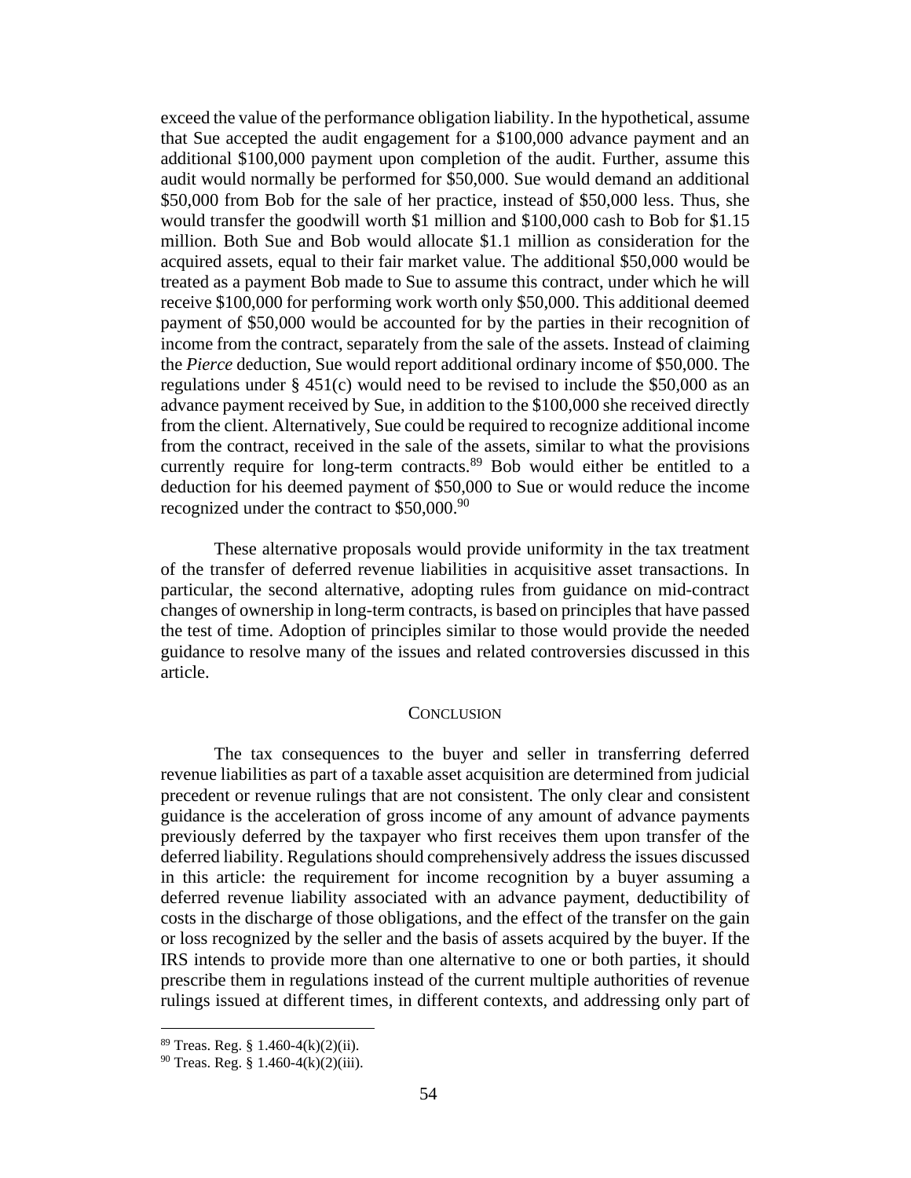exceed the value of the performance obligation liability. In the hypothetical, assume that Sue accepted the audit engagement for a $100,000 advance payment and an additional $100,000 payment upon completion of the audit. Further, assume this audit would normally be performed for $50,000. Sue would demand an additional $50,000 from Bob for the sale of her practice, instead of $50,000 less. Thus, she would transfer the goodwill worth $1 million and $100,000 cash to Bob for $1.15 million. Both Sue and Bob would allocate $1.1 million as consideration for the acquired assets, equal to their fair market value. The additional $50,000 would be treated as a payment Bob made to Sue to assume this contract, under which he will receive $100,000 for performing work worth only $50,000. This additional deemed payment of $50,000 would be accounted for by the parties in their recognition of income from the contract, separately from the sale of the assets. Instead of claiming the *Pierce* deduction, Sue would report additional ordinary income of $50,000. The regulations under § 451(c) would need to be revised to include the $50,000 as an advance payment received by Sue, in addition to the $100,000 she received directly from the client. Alternatively, Sue could be required to recognize additional income from the contract, received in the sale of the assets, similar to what the provisions currently require for long-term contracts.[89] Bob would either be entitled to a deduction for his deemed payment of $50,000 to Sue or would reduce the income recognized under the contract to $50,000.[90]

These alternative proposals would provide uniformity in the tax treatment of the transfer of deferred revenue liabilities in acquisitive asset transactions. In particular, the second alternative, adopting rules from guidance on mid-contract changes of ownership in long-term contracts, is based on principles that have passed the test of time. Adoption of principles similar to those would provide the needed guidance to resolve many of the issues and related controversies discussed in this article.

## Conclusion

The tax consequences to the buyer and seller in transferring deferred revenue liabilities as part of a taxable asset acquisition are determined from judicial precedent or revenue rulings that are not consistent. The only clear and consistent guidance is the acceleration of gross income of any amount of advance payments previously deferred by the taxpayer who first receives them upon transfer of the deferred liability. Regulations should comprehensively address the issues discussed in this article: the requirement for income recognition by a buyer assuming a deferred revenue liability associated with an advance payment, deductibility of costs in the discharge of those obligations, and the effect of the transfer on the gain or loss recognized by the seller and the basis of assets acquired by the buyer. If the IRS intends to provide more than one alternative to one or both parties, it should prescribe them in regulations instead of the current multiple authorities of revenue rulings issued at different times, in different contexts, and addressing only part of

---

[89] Treas. Reg. § 1.460-4(k)(2)(ii).

[90] Treas. Reg. § 1.460-4(k)(2)(iii).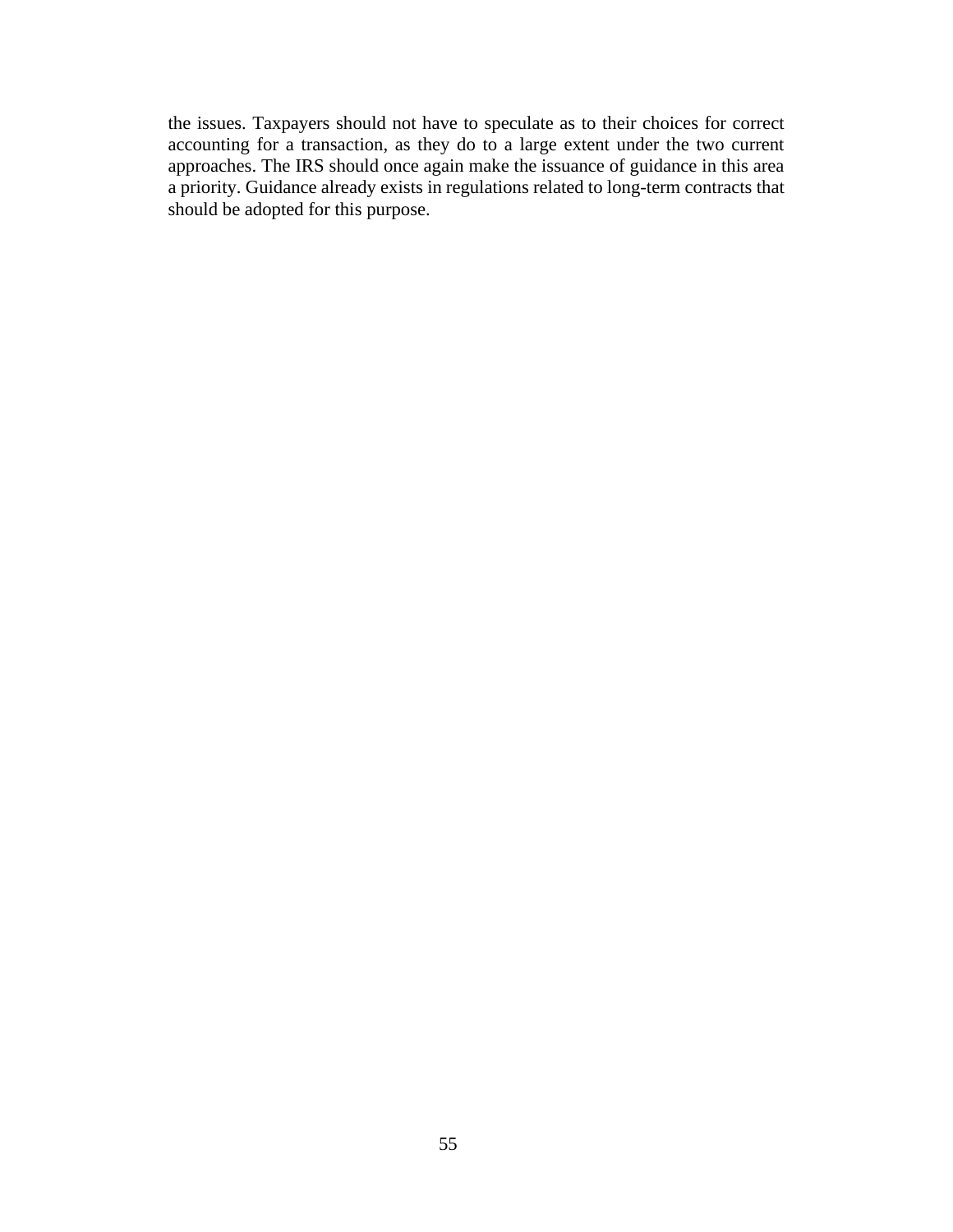the issues. Taxpayers should not have to speculate as to their choices for correct accounting for a transaction, as they do to a large extent under the two current approaches. The IRS should once again make the issuance of guidance in this area a priority. Guidance already exists in regulations related to long-term contracts that should be adopted for this purpose.